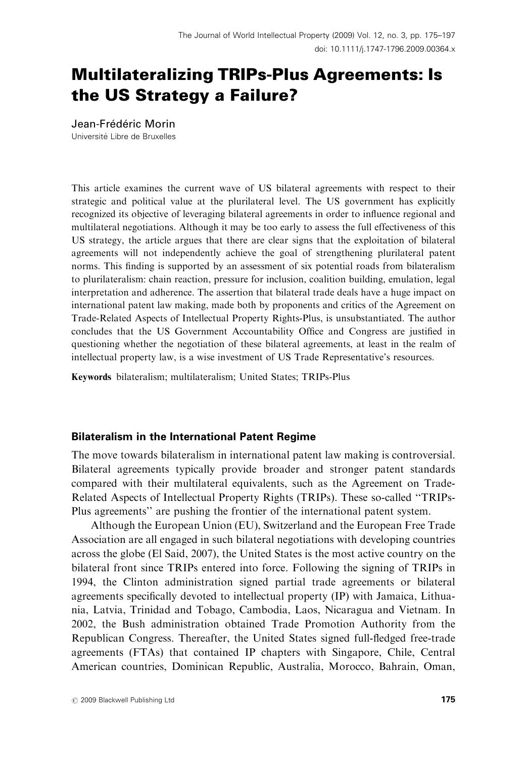# Multilateralizing TRIPs-Plus Agreements: Is the US Strategy a Failure?

Jean-Frédéric Morin
Université Libre de Bruxelles

This article examines the current wave of US bilateral agreements with respect to their strategic and political value at the plurilateral level. The US government has explicitly recognized its objective of leveraging bilateral agreements in order to influence regional and multilateral negotiations. Although it may be too early to assess the full effectiveness of this US strategy, the article argues that there are clear signs that the exploitation of bilateral agreements will not independently achieve the goal of strengthening plurilateral patent norms. This finding is supported by an assessment of six potential roads from bilateralism to plurilateralism: chain reaction, pressure for inclusion, coalition building, emulation, legal interpretation and adherence. The assertion that bilateral trade deals have a huge impact on international patent law making, made both by proponents and critics of the Agreement on Trade-Related Aspects of Intellectual Property Rights-Plus, is unsubstantiated. The author concludes that the US Government Accountability Office and Congress are justified in questioning whether the negotiation of these bilateral agreements, at least in the realm of intellectual property law, is a wise investment of US Trade Representative's resources.

**Keywords** bilateralism; multilateralism; United States; TRIPs-Plus

## Bilateralism in the International Patent Regime

The move towards bilateralism in international patent law making is controversial. Bilateral agreements typically provide broader and stronger patent standards compared with their multilateral equivalents, such as the Agreement on Trade-Related Aspects of Intellectual Property Rights (TRIPs). These so-called "TRIPs-Plus agreements" are pushing the frontier of the international patent system.

Although the European Union (EU), Switzerland and the European Free Trade Association are all engaged in such bilateral negotiations with developing countries across the globe (El Said, 2007), the United States is the most active country on the bilateral front since TRIPs entered into force. Following the signing of TRIPs in 1994, the Clinton administration signed partial trade agreements or bilateral agreements specifically devoted to intellectual property (IP) with Jamaica, Lithuania, Latvia, Trinidad and Tobago, Cambodia, Laos, Nicaragua and Vietnam. In 2002, the Bush administration obtained Trade Promotion Authority from the Republican Congress. Thereafter, the United States signed full-fledged free-trade agreements (FTAs) that contained IP chapters with Singapore, Chile, Central American countries, Dominican Republic, Australia, Morocco, Bahrain, Oman,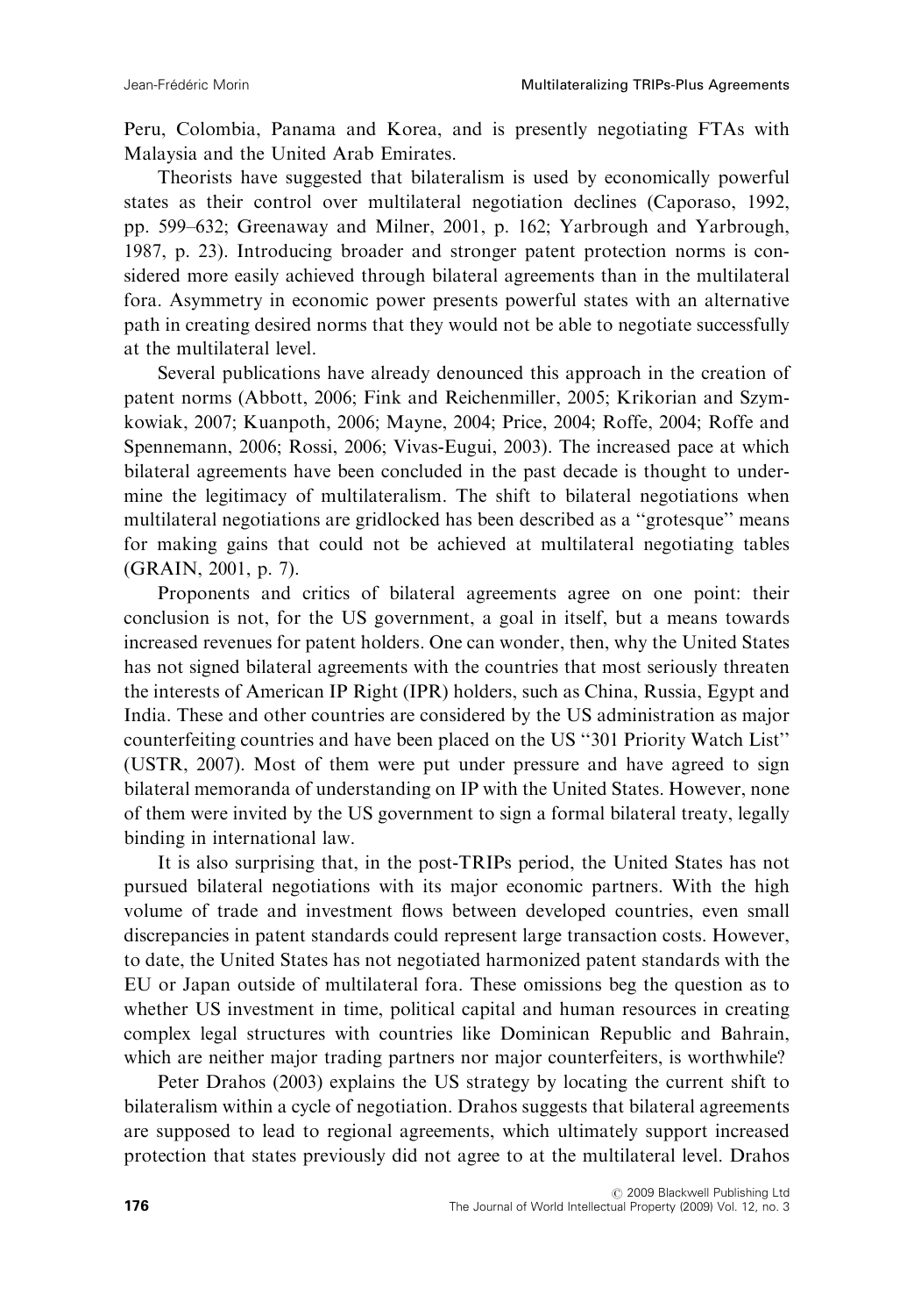Peru, Colombia, Panama and Korea, and is presently negotiating FTAs with Malaysia and the United Arab Emirates.

Theorists have suggested that bilateralism is used by economically powerful states as their control over multilateral negotiation declines (Caporaso, 1992, pp. 599–632; Greenaway and Milner, 2001, p. 162; Yarbrough and Yarbrough, 1987, p. 23). Introducing broader and stronger patent protection norms is considered more easily achieved through bilateral agreements than in the multilateral fora. Asymmetry in economic power presents powerful states with an alternative path in creating desired norms that they would not be able to negotiate successfully at the multilateral level.

Several publications have already denounced this approach in the creation of patent norms (Abbott, 2006; Fink and Reichenmiller, 2005; Krikorian and Szymkowiak, 2007; Kuanpoth, 2006; Mayne, 2004; Price, 2004; Roffe, 2004; Roffe and Spennemann, 2006; Rossi, 2006; Vivas-Eugui, 2003). The increased pace at which bilateral agreements have been concluded in the past decade is thought to undermine the legitimacy of multilateralism. The shift to bilateral negotiations when multilateral negotiations are gridlocked has been described as a "grotesque" means for making gains that could not be achieved at multilateral negotiating tables (GRAIN, 2001, p. 7).

Proponents and critics of bilateral agreements agree on one point: their conclusion is not, for the US government, a goal in itself, but a means towards increased revenues for patent holders. One can wonder, then, why the United States has not signed bilateral agreements with the countries that most seriously threaten the interests of American IP Right (IPR) holders, such as China, Russia, Egypt and India. These and other countries are considered by the US administration as major counterfeiting countries and have been placed on the US "301 Priority Watch List" (USTR, 2007). Most of them were put under pressure and have agreed to sign bilateral memoranda of understanding on IP with the United States. However, none of them were invited by the US government to sign a formal bilateral treaty, legally binding in international law.

It is also surprising that, in the post-TRIPs period, the United States has not pursued bilateral negotiations with its major economic partners. With the high volume of trade and investment flows between developed countries, even small discrepancies in patent standards could represent large transaction costs. However, to date, the United States has not negotiated harmonized patent standards with the EU or Japan outside of multilateral fora. These omissions beg the question as to whether US investment in time, political capital and human resources in creating complex legal structures with countries like Dominican Republic and Bahrain, which are neither major trading partners nor major counterfeiters, is worthwhile?

Peter Drahos (2003) explains the US strategy by locating the current shift to bilateralism within a cycle of negotiation. Drahos suggests that bilateral agreements are supposed to lead to regional agreements, which ultimately support increased protection that states previously did not agree to at the multilateral level. Drahos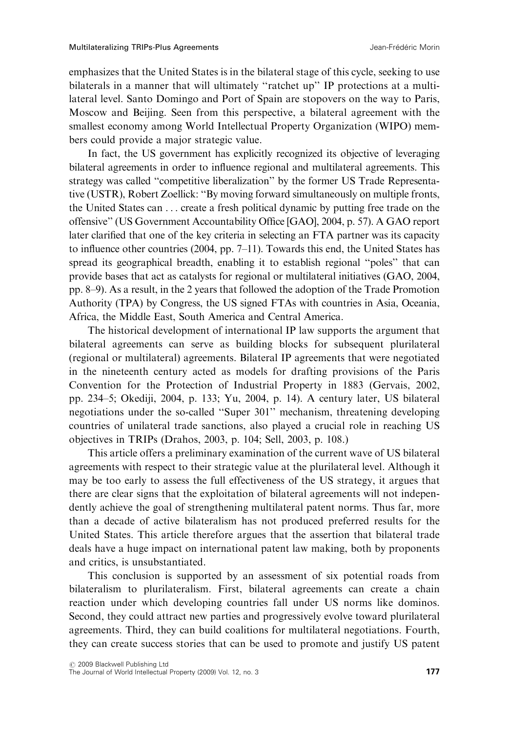emphasizes that the United States is in the bilateral stage of this cycle, seeking to use bilaterals in a manner that will ultimately "ratchet up" IP protections at a multilateral level. Santo Domingo and Port of Spain are stopovers on the way to Paris, Moscow and Beijing. Seen from this perspective, a bilateral agreement with the smallest economy among World Intellectual Property Organization (WIPO) members could provide a major strategic value.

In fact, the US government has explicitly recognized its objective of leveraging bilateral agreements in order to influence regional and multilateral agreements. This strategy was called "competitive liberalization" by the former US Trade Representative (USTR), Robert Zoellick: "By moving forward simultaneously on multiple fronts, the United States can . . . create a fresh political dynamic by putting free trade on the offensive" (US Government Accountability Office [GAO], 2004, p. 57). A GAO report later clarified that one of the key criteria in selecting an FTA partner was its capacity to influence other countries (2004, pp. 7–11). Towards this end, the United States has spread its geographical breadth, enabling it to establish regional "poles" that can provide bases that act as catalysts for regional or multilateral initiatives (GAO, 2004, pp. 8–9). As a result, in the 2 years that followed the adoption of the Trade Promotion Authority (TPA) by Congress, the US signed FTAs with countries in Asia, Oceania, Africa, the Middle East, South America and Central America.

The historical development of international IP law supports the argument that bilateral agreements can serve as building blocks for subsequent plurilateral (regional or multilateral) agreements. Bilateral IP agreements that were negotiated in the nineteenth century acted as models for drafting provisions of the Paris Convention for the Protection of Industrial Property in 1883 (Gervais, 2002, pp. 234–5; Okediji, 2004, p. 133; Yu, 2004, p. 14). A century later, US bilateral negotiations under the so-called "Super 301" mechanism, threatening developing countries of unilateral trade sanctions, also played a crucial role in reaching US objectives in TRIPs (Drahos, 2003, p. 104; Sell, 2003, p. 108.)

This article offers a preliminary examination of the current wave of US bilateral agreements with respect to their strategic value at the plurilateral level. Although it may be too early to assess the full effectiveness of the US strategy, it argues that there are clear signs that the exploitation of bilateral agreements will not independently achieve the goal of strengthening multilateral patent norms. Thus far, more than a decade of active bilateralism has not produced preferred results for the United States. This article therefore argues that the assertion that bilateral trade deals have a huge impact on international patent law making, both by proponents and critics, is unsubstantiated.

This conclusion is supported by an assessment of six potential roads from bilateralism to plurilateralism. First, bilateral agreements can create a chain reaction under which developing countries fall under US norms like dominos. Second, they could attract new parties and progressively evolve toward plurilateral agreements. Third, they can build coalitions for multilateral negotiations. Fourth, they can create success stories that can be used to promote and justify US patent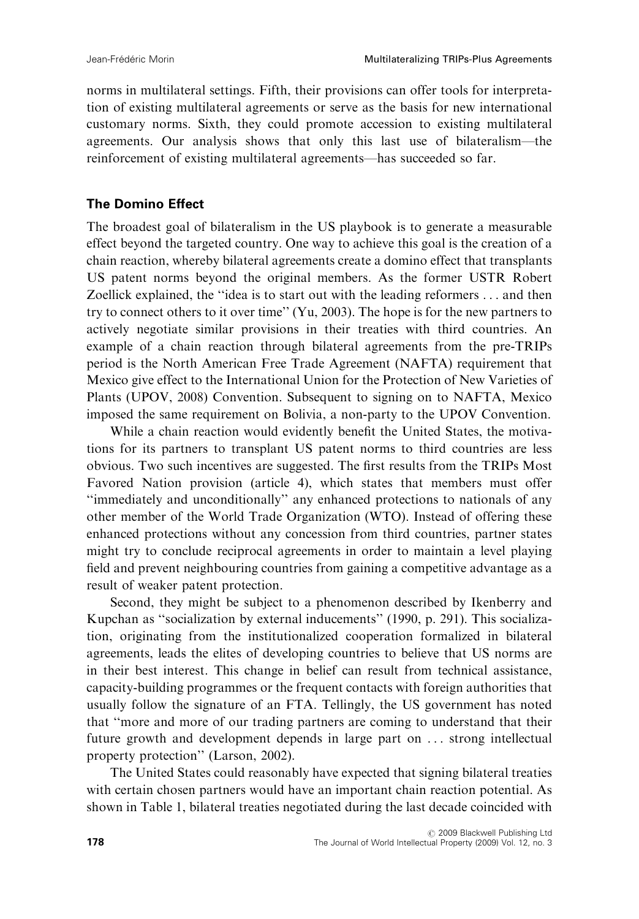norms in multilateral settings. Fifth, their provisions can offer tools for interpretation of existing multilateral agreements or serve as the basis for new international customary norms. Sixth, they could promote accession to existing multilateral agreements. Our analysis shows that only this last use of bilateralism—the reinforcement of existing multilateral agreements—has succeeded so far.

## The Domino Effect

The broadest goal of bilateralism in the US playbook is to generate a measurable effect beyond the targeted country. One way to achieve this goal is the creation of a chain reaction, whereby bilateral agreements create a domino effect that transplants US patent norms beyond the original members. As the former USTR Robert Zoellick explained, the ''idea is to start out with the leading reformers . . . and then try to connect others to it over time'' (Yu, 2003). The hope is for the new partners to actively negotiate similar provisions in their treaties with third countries. An example of a chain reaction through bilateral agreements from the pre-TRIPs period is the North American Free Trade Agreement (NAFTA) requirement that Mexico give effect to the International Union for the Protection of New Varieties of Plants (UPOV, 2008) Convention. Subsequent to signing on to NAFTA, Mexico imposed the same requirement on Bolivia, a non-party to the UPOV Convention.

While a chain reaction would evidently benefit the United States, the motivations for its partners to transplant US patent norms to third countries are less obvious. Two such incentives are suggested. The first results from the TRIPs Most Favored Nation provision (article 4), which states that members must offer ''immediately and unconditionally'' any enhanced protections to nationals of any other member of the World Trade Organization (WTO). Instead of offering these enhanced protections without any concession from third countries, partner states might try to conclude reciprocal agreements in order to maintain a level playing field and prevent neighbouring countries from gaining a competitive advantage as a result of weaker patent protection.

Second, they might be subject to a phenomenon described by Ikenberry and Kupchan as ''socialization by external inducements'' (1990, p. 291). This socialization, originating from the institutionalized cooperation formalized in bilateral agreements, leads the elites of developing countries to believe that US norms are in their best interest. This change in belief can result from technical assistance, capacity-building programmes or the frequent contacts with foreign authorities that usually follow the signature of an FTA. Tellingly, the US government has noted that ''more and more of our trading partners are coming to understand that their future growth and development depends in large part on . . . strong intellectual property protection'' (Larson, 2002).

The United States could reasonably have expected that signing bilateral treaties with certain chosen partners would have an important chain reaction potential. As shown in Table 1, bilateral treaties negotiated during the last decade coincided with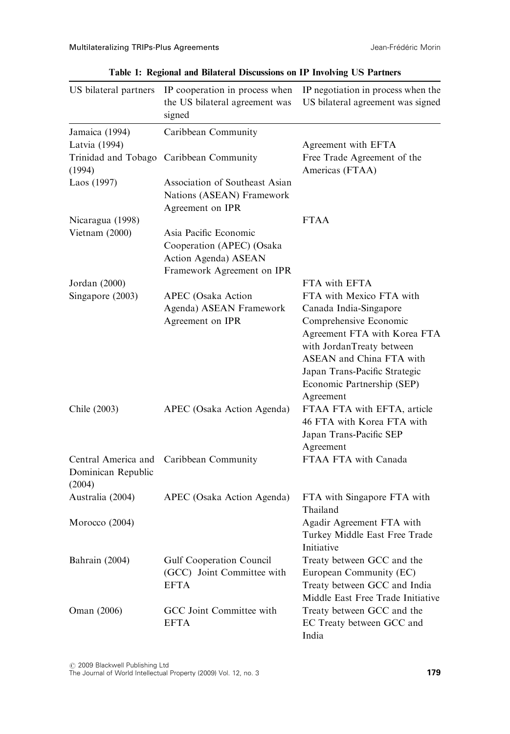**Table 1: Regional and Bilateral Discussions on IP Involving US Partners**

| US bilateral partners | IP cooperation in process when the US bilateral agreement was signed | IP negotiation in process when the US bilateral agreement was signed |
|---|---|---|
| Jamaica (1994) | Caribbean Community | |
| Latvia (1994) | | Agreement with EFTA |
| Trinidad and Tobago (1994) | Caribbean Community | Free Trade Agreement of the Americas (FTAA) |
| Laos (1997) | Association of Southeast Asian Nations (ASEAN) Framework Agreement on IPR | |
| Nicaragua (1998) | | FTAA |
| Vietnam (2000) | Asia Pacific Economic Cooperation (APEC) (Osaka Action Agenda) ASEAN Framework Agreement on IPR | |
| Jordan (2000) | | FTA with EFTA |
| Singapore (2003) | APEC (Osaka Action Agenda) ASEAN Framework Agreement on IPR | FTA with Mexico FTA with Canada India-Singapore Comprehensive Economic Agreement FTA with Korea FTA with JordanTreaty between ASEAN and China FTA with Japan Trans-Pacific Strategic Economic Partnership (SEP) Agreement |
| Chile (2003) | APEC (Osaka Action Agenda) | FTAA FTA with EFTA, article 46 FTA with Korea FTA with Japan Trans-Pacific SEP Agreement |
| Central America and Dominican Republic (2004) | Caribbean Community | FTAA FTA with Canada |
| Australia (2004) | APEC (Osaka Action Agenda) | FTA with Singapore FTA with Thailand |
| Morocco (2004) | | Agadir Agreement FTA with Turkey Middle East Free Trade Initiative |
| Bahrain (2004) | Gulf Cooperation Council (GCC) Joint Committee with EFTA | Treaty between GCC and the European Community (EC) Treaty between GCC and India Middle East Free Trade Initiative |
| Oman (2006) | GCC Joint Committee with EFTA | Treaty between GCC and the EC Treaty between GCC and India |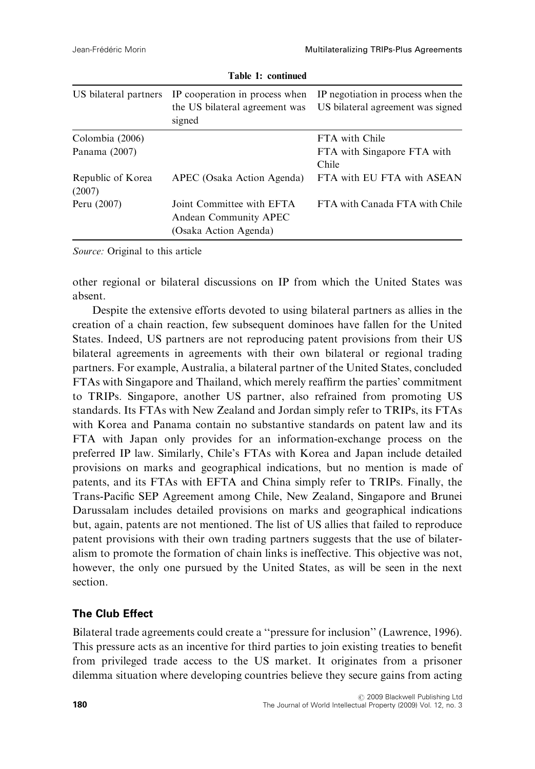**Table 1: continued**

| US bilateral partners | IP cooperation in process when the US bilateral agreement was signed | IP negotiation in process when the US bilateral agreement was signed |
|---|---|---|
| Colombia (2006) | | FTA with Chile |
| Panama (2007) | | FTA with Singapore FTA with Chile |
| Republic of Korea (2007) | APEC (Osaka Action Agenda) | FTA with EU FTA with ASEAN |
| Peru (2007) | Joint Committee with EFTA Andean Community APEC (Osaka Action Agenda) | FTA with Canada FTA with Chile |

*Source:* Original to this article

other regional or bilateral discussions on IP from which the United States was absent.

Despite the extensive efforts devoted to using bilateral partners as allies in the creation of a chain reaction, few subsequent dominoes have fallen for the United States. Indeed, US partners are not reproducing patent provisions from their US bilateral agreements in agreements with their own bilateral or regional trading partners. For example, Australia, a bilateral partner of the United States, concluded FTAs with Singapore and Thailand, which merely reaffirm the parties' commitment to TRIPs. Singapore, another US partner, also refrained from promoting US standards. Its FTAs with New Zealand and Jordan simply refer to TRIPs, its FTAs with Korea and Panama contain no substantive standards on patent law and its FTA with Japan only provides for an information-exchange process on the preferred IP law. Similarly, Chile's FTAs with Korea and Japan include detailed provisions on marks and geographical indications, but no mention is made of patents, and its FTAs with EFTA and China simply refer to TRIPs. Finally, the Trans-Pacific SEP Agreement among Chile, New Zealand, Singapore and Brunei Darussalam includes detailed provisions on marks and geographical indications but, again, patents are not mentioned. The list of US allies that failed to reproduce patent provisions with their own trading partners suggests that the use of bilateralism to promote the formation of chain links is ineffective. This objective was not, however, the only one pursued by the United States, as will be seen in the next section.

## The Club Effect

Bilateral trade agreements could create a ''pressure for inclusion'' (Lawrence, 1996). This pressure acts as an incentive for third parties to join existing treaties to benefit from privileged trade access to the US market. It originates from a prisoner dilemma situation where developing countries believe they secure gains from acting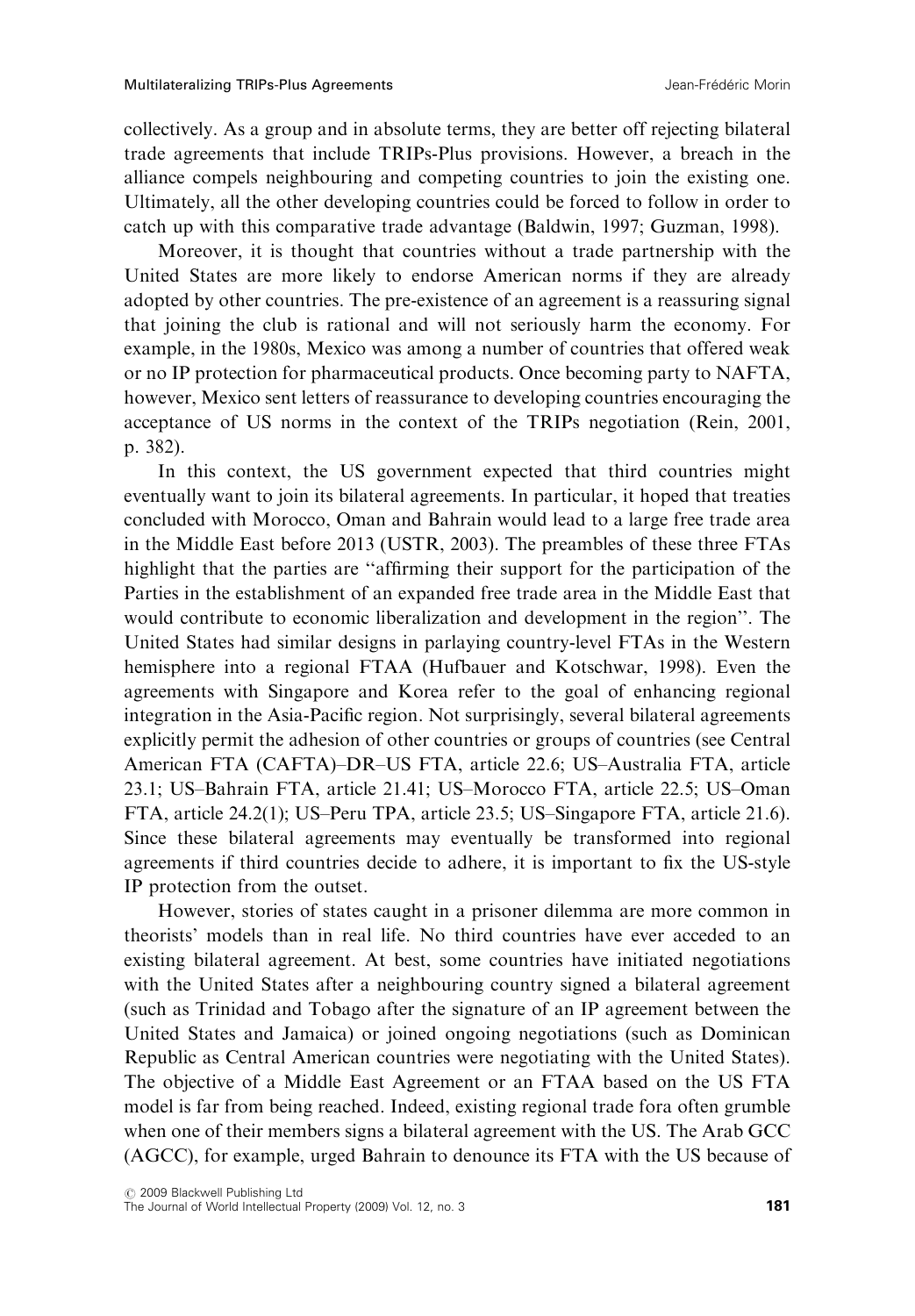collectively. As a group and in absolute terms, they are better off rejecting bilateral trade agreements that include TRIPs-Plus provisions. However, a breach in the alliance compels neighbouring and competing countries to join the existing one. Ultimately, all the other developing countries could be forced to follow in order to catch up with this comparative trade advantage (Baldwin, 1997; Guzman, 1998).

Moreover, it is thought that countries without a trade partnership with the United States are more likely to endorse American norms if they are already adopted by other countries. The pre-existence of an agreement is a reassuring signal that joining the club is rational and will not seriously harm the economy. For example, in the 1980s, Mexico was among a number of countries that offered weak or no IP protection for pharmaceutical products. Once becoming party to NAFTA, however, Mexico sent letters of reassurance to developing countries encouraging the acceptance of US norms in the context of the TRIPs negotiation (Rein, 2001, p. 382).

In this context, the US government expected that third countries might eventually want to join its bilateral agreements. In particular, it hoped that treaties concluded with Morocco, Oman and Bahrain would lead to a large free trade area in the Middle East before 2013 (USTR, 2003). The preambles of these three FTAs highlight that the parties are "affirming their support for the participation of the Parties in the establishment of an expanded free trade area in the Middle East that would contribute to economic liberalization and development in the region". The United States had similar designs in parlaying country-level FTAs in the Western hemisphere into a regional FTAA (Hufbauer and Kotschwar, 1998). Even the agreements with Singapore and Korea refer to the goal of enhancing regional integration in the Asia-Pacific region. Not surprisingly, several bilateral agreements explicitly permit the adhesion of other countries or groups of countries (see Central American FTA (CAFTA)–DR–US FTA, article 22.6; US–Australia FTA, article 23.1; US–Bahrain FTA, article 21.41; US–Morocco FTA, article 22.5; US–Oman FTA, article 24.2(1); US–Peru TPA, article 23.5; US–Singapore FTA, article 21.6). Since these bilateral agreements may eventually be transformed into regional agreements if third countries decide to adhere, it is important to fix the US-style IP protection from the outset.

However, stories of states caught in a prisoner dilemma are more common in theorists' models than in real life. No third countries have ever acceded to an existing bilateral agreement. At best, some countries have initiated negotiations with the United States after a neighbouring country signed a bilateral agreement (such as Trinidad and Tobago after the signature of an IP agreement between the United States and Jamaica) or joined ongoing negotiations (such as Dominican Republic as Central American countries were negotiating with the United States). The objective of a Middle East Agreement or an FTAA based on the US FTA model is far from being reached. Indeed, existing regional trade fora often grumble when one of their members signs a bilateral agreement with the US. The Arab GCC (AGCC), for example, urged Bahrain to denounce its FTA with the US because of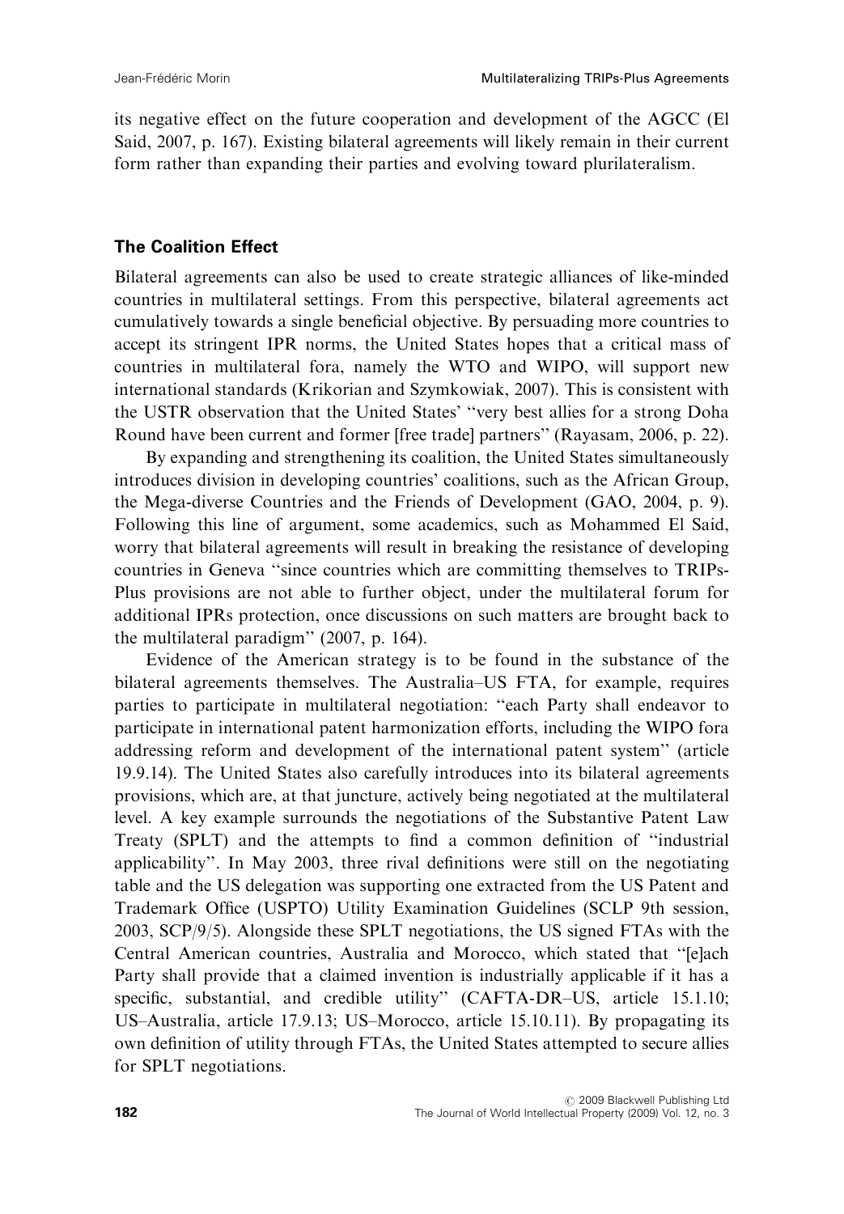its negative effect on the future cooperation and development of the AGCC (El Said, 2007, p. 167). Existing bilateral agreements will likely remain in their current form rather than expanding their parties and evolving toward plurilateralism.

### The Coalition Effect

Bilateral agreements can also be used to create strategic alliances of like-minded countries in multilateral settings. From this perspective, bilateral agreements act cumulatively towards a single beneficial objective. By persuading more countries to accept its stringent IPR norms, the United States hopes that a critical mass of countries in multilateral fora, namely the WTO and WIPO, will support new international standards (Krikorian and Szymkowiak, 2007). This is consistent with the USTR observation that the United States' "very best allies for a strong Doha Round have been current and former [free trade] partners" (Rayasam, 2006, p. 22).

By expanding and strengthening its coalition, the United States simultaneously introduces division in developing countries' coalitions, such as the African Group, the Mega-diverse Countries and the Friends of Development (GAO, 2004, p. 9). Following this line of argument, some academics, such as Mohammed El Said, worry that bilateral agreements will result in breaking the resistance of developing countries in Geneva "since countries which are committing themselves to TRIPs-Plus provisions are not able to further object, under the multilateral forum for additional IPRs protection, once discussions on such matters are brought back to the multilateral paradigm" (2007, p. 164).

Evidence of the American strategy is to be found in the substance of the bilateral agreements themselves. The Australia–US FTA, for example, requires parties to participate in multilateral negotiation: "each Party shall endeavor to participate in international patent harmonization efforts, including the WIPO fora addressing reform and development of the international patent system" (article 19.9.14). The United States also carefully introduces into its bilateral agreements provisions, which are, at that juncture, actively being negotiated at the multilateral level. A key example surrounds the negotiations of the Substantive Patent Law Treaty (SPLT) and the attempts to find a common definition of "industrial applicability". In May 2003, three rival definitions were still on the negotiating table and the US delegation was supporting one extracted from the US Patent and Trademark Office (USPTO) Utility Examination Guidelines (SCLP 9th session, 2003, SCP/9/5). Alongside these SPLT negotiations, the US signed FTAs with the Central American countries, Australia and Morocco, which stated that "[e]ach Party shall provide that a claimed invention is industrially applicable if it has a specific, substantial, and credible utility" (CAFTA-DR–US, article 15.1.10; US–Australia, article 17.9.13; US–Morocco, article 15.10.11). By propagating its own definition of utility through FTAs, the United States attempted to secure allies for SPLT negotiations.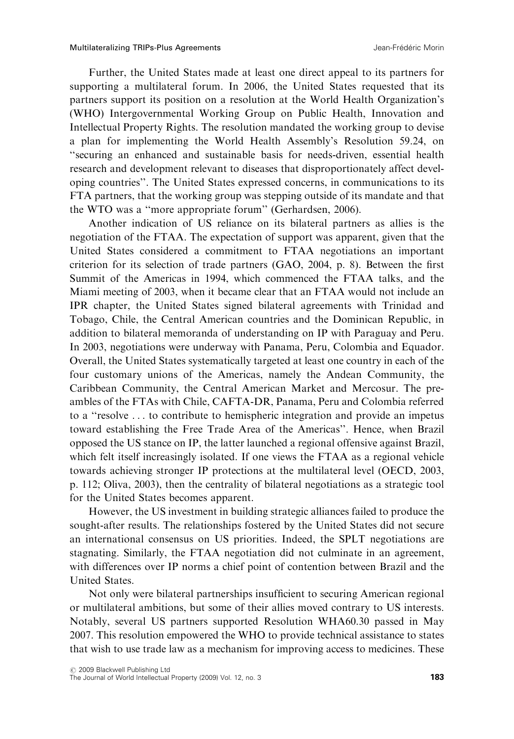Further, the United States made at least one direct appeal to its partners for supporting a multilateral forum. In 2006, the United States requested that its partners support its position on a resolution at the World Health Organization's (WHO) Intergovernmental Working Group on Public Health, Innovation and Intellectual Property Rights. The resolution mandated the working group to devise a plan for implementing the World Health Assembly's Resolution 59.24, on "securing an enhanced and sustainable basis for needs-driven, essential health research and development relevant to diseases that disproportionately affect developing countries". The United States expressed concerns, in communications to its FTA partners, that the working group was stepping outside of its mandate and that the WTO was a "more appropriate forum" (Gerhardsen, 2006).

Another indication of US reliance on its bilateral partners as allies is the negotiation of the FTAA. The expectation of support was apparent, given that the United States considered a commitment to FTAA negotiations an important criterion for its selection of trade partners (GAO, 2004, p. 8). Between the first Summit of the Americas in 1994, which commenced the FTAA talks, and the Miami meeting of 2003, when it became clear that an FTAA would not include an IPR chapter, the United States signed bilateral agreements with Trinidad and Tobago, Chile, the Central American countries and the Dominican Republic, in addition to bilateral memoranda of understanding on IP with Paraguay and Peru. In 2003, negotiations were underway with Panama, Peru, Colombia and Equador. Overall, the United States systematically targeted at least one country in each of the four customary unions of the Americas, namely the Andean Community, the Caribbean Community, the Central American Market and Mercosur. The preambles of the FTAs with Chile, CAFTA-DR, Panama, Peru and Colombia referred to a "resolve . . . to contribute to hemispheric integration and provide an impetus toward establishing the Free Trade Area of the Americas". Hence, when Brazil opposed the US stance on IP, the latter launched a regional offensive against Brazil, which felt itself increasingly isolated. If one views the FTAA as a regional vehicle towards achieving stronger IP protections at the multilateral level (OECD, 2003, p. 112; Oliva, 2003), then the centrality of bilateral negotiations as a strategic tool for the United States becomes apparent.

However, the US investment in building strategic alliances failed to produce the sought-after results. The relationships fostered by the United States did not secure an international consensus on US priorities. Indeed, the SPLT negotiations are stagnating. Similarly, the FTAA negotiation did not culminate in an agreement, with differences over IP norms a chief point of contention between Brazil and the United States.

Not only were bilateral partnerships insufficient to securing American regional or multilateral ambitions, but some of their allies moved contrary to US interests. Notably, several US partners supported Resolution WHA60.30 passed in May 2007. This resolution empowered the WHO to provide technical assistance to states that wish to use trade law as a mechanism for improving access to medicines. These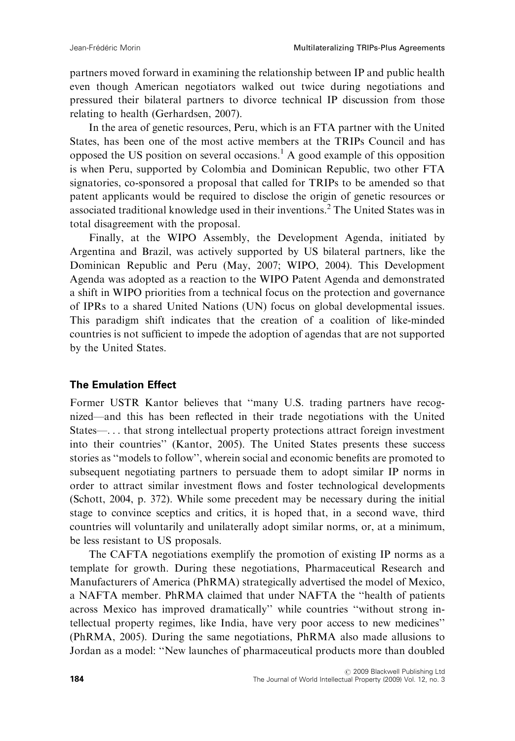partners moved forward in examining the relationship between IP and public health even though American negotiators walked out twice during negotiations and pressured their bilateral partners to divorce technical IP discussion from those relating to health (Gerhardsen, 2007).

In the area of genetic resources, Peru, which is an FTA partner with the United States, has been one of the most active members at the TRIPs Council and has opposed the US position on several occasions.[1] A good example of this opposition is when Peru, supported by Colombia and Dominican Republic, two other FTA signatories, co-sponsored a proposal that called for TRIPs to be amended so that patent applicants would be required to disclose the origin of genetic resources or associated traditional knowledge used in their inventions.[2] The United States was in total disagreement with the proposal.

Finally, at the WIPO Assembly, the Development Agenda, initiated by Argentina and Brazil, was actively supported by US bilateral partners, like the Dominican Republic and Peru (May, 2007; WIPO, 2004). This Development Agenda was adopted as a reaction to the WIPO Patent Agenda and demonstrated a shift in WIPO priorities from a technical focus on the protection and governance of IPRs to a shared United Nations (UN) focus on global developmental issues. This paradigm shift indicates that the creation of a coalition of like-minded countries is not sufficient to impede the adoption of agendas that are not supported by the United States.

### The Emulation Effect

Former USTR Kantor believes that "many U.S. trading partners have recognized—and this has been reflected in their trade negotiations with the United States—. . . that strong intellectual property protections attract foreign investment into their countries" (Kantor, 2005). The United States presents these success stories as "models to follow", wherein social and economic benefits are promoted to subsequent negotiating partners to persuade them to adopt similar IP norms in order to attract similar investment flows and foster technological developments (Schott, 2004, p. 372). While some precedent may be necessary during the initial stage to convince sceptics and critics, it is hoped that, in a second wave, third countries will voluntarily and unilaterally adopt similar norms, or, at a minimum, be less resistant to US proposals.

The CAFTA negotiations exemplify the promotion of existing IP norms as a template for growth. During these negotiations, Pharmaceutical Research and Manufacturers of America (PhRMA) strategically advertised the model of Mexico, a NAFTA member. PhRMA claimed that under NAFTA the "health of patients across Mexico has improved dramatically" while countries "without strong intellectual property regimes, like India, have very poor access to new medicines" (PhRMA, 2005). During the same negotiations, PhRMA also made allusions to Jordan as a model: "New launches of pharmaceutical products more than doubled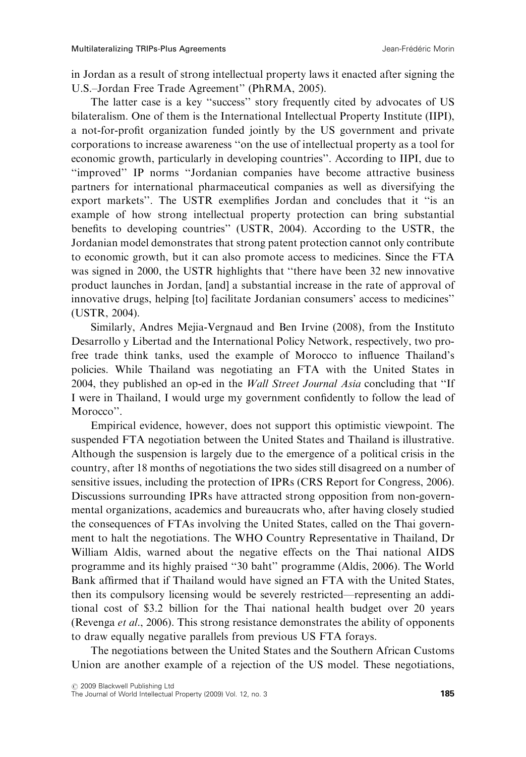in Jordan as a result of strong intellectual property laws it enacted after signing the U.S.–Jordan Free Trade Agreement'' (PhRMA, 2005).

The latter case is a key ''success'' story frequently cited by advocates of US bilateralism. One of them is the International Intellectual Property Institute (IIPI), a not-for-profit organization funded jointly by the US government and private corporations to increase awareness ''on the use of intellectual property as a tool for economic growth, particularly in developing countries''. According to IIPI, due to ''improved'' IP norms ''Jordanian companies have become attractive business partners for international pharmaceutical companies as well as diversifying the export markets''. The USTR exemplifies Jordan and concludes that it ''is an example of how strong intellectual property protection can bring substantial benefits to developing countries'' (USTR, 2004). According to the USTR, the Jordanian model demonstrates that strong patent protection cannot only contribute to economic growth, but it can also promote access to medicines. Since the FTA was signed in 2000, the USTR highlights that ''there have been 32 new innovative product launches in Jordan, [and] a substantial increase in the rate of approval of innovative drugs, helping [to] facilitate Jordanian consumers' access to medicines'' (USTR, 2004).

Similarly, Andres Mejia-Vergnaud and Ben Irvine (2008), from the Instituto Desarrollo y Libertad and the International Policy Network, respectively, two pro-free trade think tanks, used the example of Morocco to influence Thailand's policies. While Thailand was negotiating an FTA with the United States in 2004, they published an op-ed in the *Wall Street Journal Asia* concluding that ''If I were in Thailand, I would urge my government confidently to follow the lead of Morocco''.

Empirical evidence, however, does not support this optimistic viewpoint. The suspended FTA negotiation between the United States and Thailand is illustrative. Although the suspension is largely due to the emergence of a political crisis in the country, after 18 months of negotiations the two sides still disagreed on a number of sensitive issues, including the protection of IPRs (CRS Report for Congress, 2006). Discussions surrounding IPRs have attracted strong opposition from non-governmental organizations, academics and bureaucrats who, after having closely studied the consequences of FTAs involving the United States, called on the Thai government to halt the negotiations. The WHO Country Representative in Thailand, Dr William Aldis, warned about the negative effects on the Thai national AIDS programme and its highly praised ''30 baht'' programme (Aldis, 2006). The World Bank affirmed that if Thailand would have signed an FTA with the United States, then its compulsory licensing would be severely restricted—representing an additional cost of \$3.2 billion for the Thai national health budget over 20 years (Revenga *et al.*, 2006). This strong resistance demonstrates the ability of opponents to draw equally negative parallels from previous US FTA forays.

The negotiations between the United States and the Southern African Customs Union are another example of a rejection of the US model. These negotiations,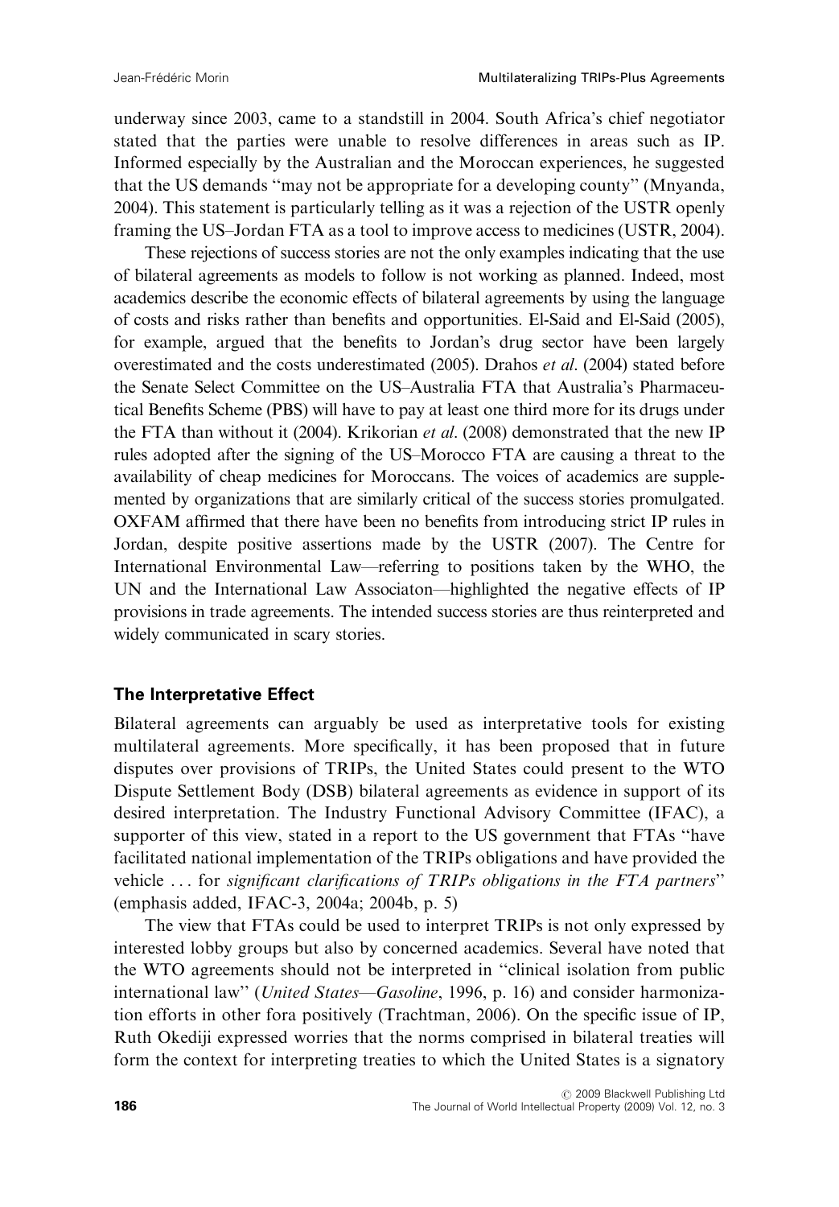underway since 2003, came to a standstill in 2004. South Africa's chief negotiator stated that the parties were unable to resolve differences in areas such as IP. Informed especially by the Australian and the Moroccan experiences, he suggested that the US demands "may not be appropriate for a developing county" (Mnyanda, 2004). This statement is particularly telling as it was a rejection of the USTR openly framing the US–Jordan FTA as a tool to improve access to medicines (USTR, 2004).

These rejections of success stories are not the only examples indicating that the use of bilateral agreements as models to follow is not working as planned. Indeed, most academics describe the economic effects of bilateral agreements by using the language of costs and risks rather than benefits and opportunities. El-Said and El-Said (2005), for example, argued that the benefits to Jordan's drug sector have been largely overestimated and the costs underestimated (2005). Drahos *et al*. (2004) stated before the Senate Select Committee on the US–Australia FTA that Australia's Pharmaceutical Benefits Scheme (PBS) will have to pay at least one third more for its drugs under the FTA than without it (2004). Krikorian *et al*. (2008) demonstrated that the new IP rules adopted after the signing of the US–Morocco FTA are causing a threat to the availability of cheap medicines for Moroccans. The voices of academics are supplemented by organizations that are similarly critical of the success stories promulgated. OXFAM affirmed that there have been no benefits from introducing strict IP rules in Jordan, despite positive assertions made by the USTR (2007). The Centre for International Environmental Law—referring to positions taken by the WHO, the UN and the International Law Associaton—highlighted the negative effects of IP provisions in trade agreements. The intended success stories are thus reinterpreted and widely communicated in scary stories.

### The Interpretative Effect

Bilateral agreements can arguably be used as interpretative tools for existing multilateral agreements. More specifically, it has been proposed that in future disputes over provisions of TRIPs, the United States could present to the WTO Dispute Settlement Body (DSB) bilateral agreements as evidence in support of its desired interpretation. The Industry Functional Advisory Committee (IFAC), a supporter of this view, stated in a report to the US government that FTAs "have facilitated national implementation of the TRIPs obligations and have provided the vehicle . . . for *significant clarifications of TRIPs obligations in the FTA partners*" (emphasis added, IFAC-3, 2004a; 2004b, p. 5)

The view that FTAs could be used to interpret TRIPs is not only expressed by interested lobby groups but also by concerned academics. Several have noted that the WTO agreements should not be interpreted in "clinical isolation from public international law" (*United States—Gasoline*, 1996, p. 16) and consider harmonization efforts in other fora positively (Trachtman, 2006). On the specific issue of IP, Ruth Okediji expressed worries that the norms comprised in bilateral treaties will form the context for interpreting treaties to which the United States is a signatory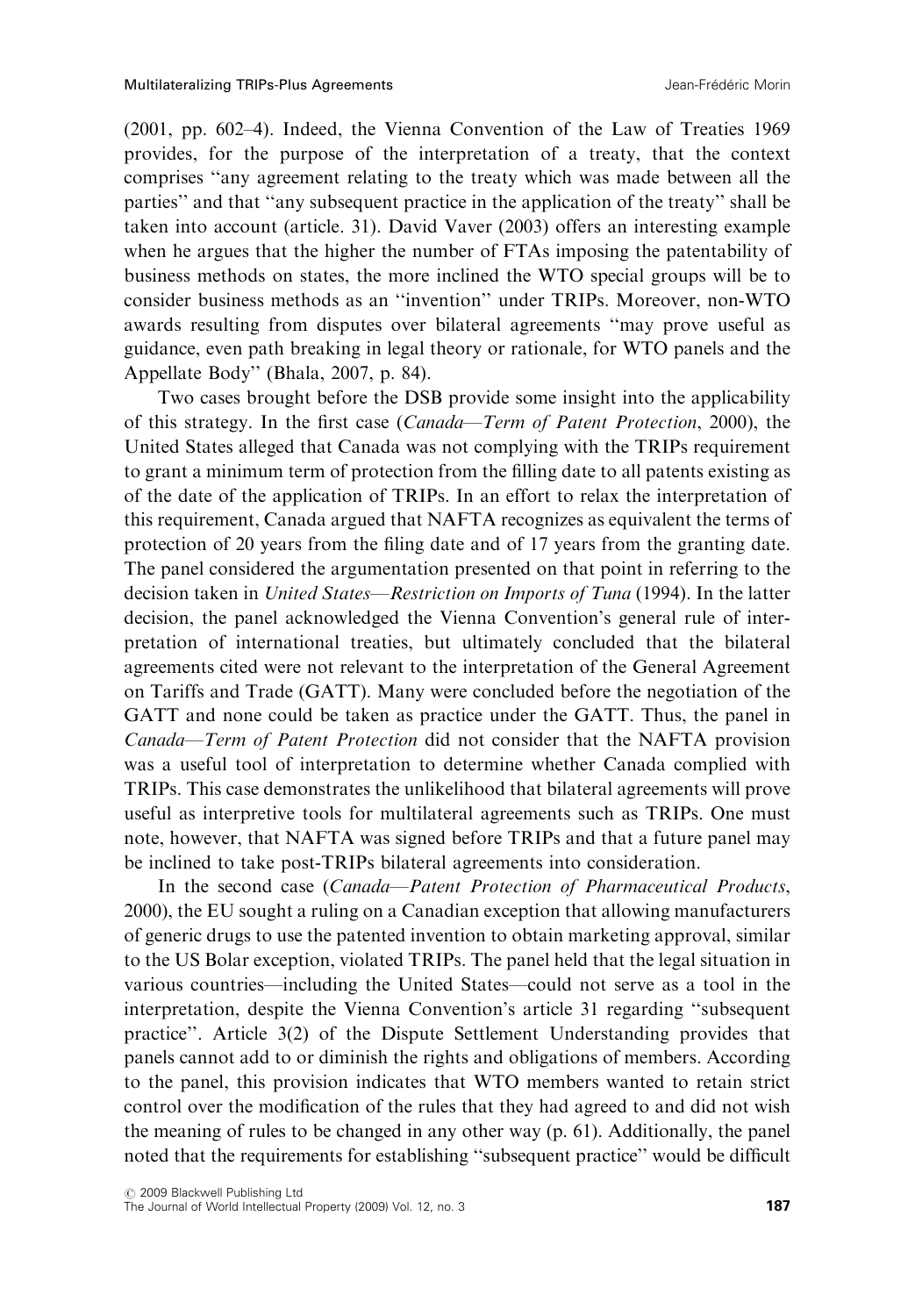(2001, pp. 602–4). Indeed, the Vienna Convention of the Law of Treaties 1969 provides, for the purpose of the interpretation of a treaty, that the context comprises ''any agreement relating to the treaty which was made between all the parties'' and that ''any subsequent practice in the application of the treaty'' shall be taken into account (article. 31). David Vaver (2003) offers an interesting example when he argues that the higher the number of FTAs imposing the patentability of business methods on states, the more inclined the WTO special groups will be to consider business methods as an ''invention'' under TRIPs. Moreover, non-WTO awards resulting from disputes over bilateral agreements ''may prove useful as guidance, even path breaking in legal theory or rationale, for WTO panels and the Appellate Body'' (Bhala, 2007, p. 84).

Two cases brought before the DSB provide some insight into the applicability of this strategy. In the first case (*Canada—Term of Patent Protection*, 2000), the United States alleged that Canada was not complying with the TRIPs requirement to grant a minimum term of protection from the filling date to all patents existing as of the date of the application of TRIPs. In an effort to relax the interpretation of this requirement, Canada argued that NAFTA recognizes as equivalent the terms of protection of 20 years from the filing date and of 17 years from the granting date. The panel considered the argumentation presented on that point in referring to the decision taken in *United States—Restriction on Imports of Tuna* (1994). In the latter decision, the panel acknowledged the Vienna Convention's general rule of interpretation of international treaties, but ultimately concluded that the bilateral agreements cited were not relevant to the interpretation of the General Agreement on Tariffs and Trade (GATT). Many were concluded before the negotiation of the GATT and none could be taken as practice under the GATT. Thus, the panel in *Canada—Term of Patent Protection* did not consider that the NAFTA provision was a useful tool of interpretation to determine whether Canada complied with TRIPs. This case demonstrates the unlikelihood that bilateral agreements will prove useful as interpretive tools for multilateral agreements such as TRIPs. One must note, however, that NAFTA was signed before TRIPs and that a future panel may be inclined to take post-TRIPs bilateral agreements into consideration.

In the second case (*Canada—Patent Protection of Pharmaceutical Products*, 2000), the EU sought a ruling on a Canadian exception that allowing manufacturers of generic drugs to use the patented invention to obtain marketing approval, similar to the US Bolar exception, violated TRIPs. The panel held that the legal situation in various countries—including the United States—could not serve as a tool in the interpretation, despite the Vienna Convention's article 31 regarding ''subsequent practice''. Article 3(2) of the Dispute Settlement Understanding provides that panels cannot add to or diminish the rights and obligations of members. According to the panel, this provision indicates that WTO members wanted to retain strict control over the modification of the rules that they had agreed to and did not wish the meaning of rules to be changed in any other way (p. 61). Additionally, the panel noted that the requirements for establishing ''subsequent practice'' would be difficult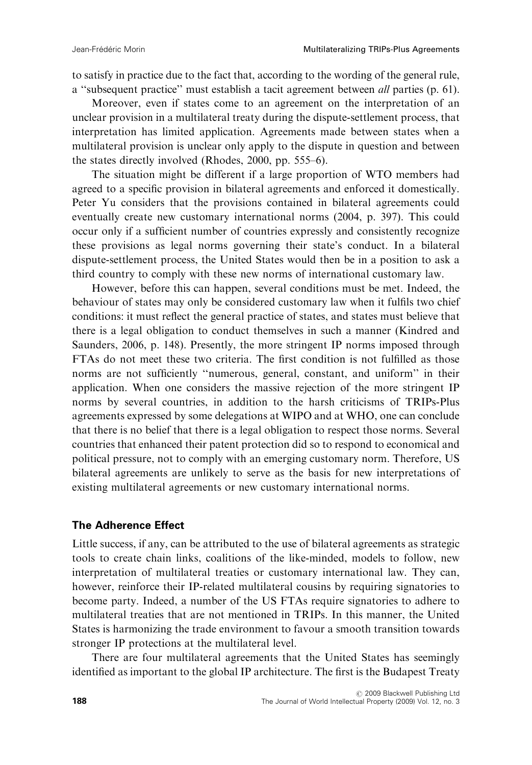to satisfy in practice due to the fact that, according to the wording of the general rule, a "subsequent practice" must establish a tacit agreement between *all* parties (p. 61).

Moreover, even if states come to an agreement on the interpretation of an unclear provision in a multilateral treaty during the dispute-settlement process, that interpretation has limited application. Agreements made between states when a multilateral provision is unclear only apply to the dispute in question and between the states directly involved (Rhodes, 2000, pp. 555–6).

The situation might be different if a large proportion of WTO members had agreed to a specific provision in bilateral agreements and enforced it domestically. Peter Yu considers that the provisions contained in bilateral agreements could eventually create new customary international norms (2004, p. 397). This could occur only if a sufficient number of countries expressly and consistently recognize these provisions as legal norms governing their state's conduct. In a bilateral dispute-settlement process, the United States would then be in a position to ask a third country to comply with these new norms of international customary law.

However, before this can happen, several conditions must be met. Indeed, the behaviour of states may only be considered customary law when it fulfils two chief conditions: it must reflect the general practice of states, and states must believe that there is a legal obligation to conduct themselves in such a manner (Kindred and Saunders, 2006, p. 148). Presently, the more stringent IP norms imposed through FTAs do not meet these two criteria. The first condition is not fulfilled as those norms are not sufficiently "numerous, general, constant, and uniform" in their application. When one considers the massive rejection of the more stringent IP norms by several countries, in addition to the harsh criticisms of TRIPs-Plus agreements expressed by some delegations at WIPO and at WHO, one can conclude that there is no belief that there is a legal obligation to respect those norms. Several countries that enhanced their patent protection did so to respond to economical and political pressure, not to comply with an emerging customary norm. Therefore, US bilateral agreements are unlikely to serve as the basis for new interpretations of existing multilateral agreements or new customary international norms.

## The Adherence Effect

Little success, if any, can be attributed to the use of bilateral agreements as strategic tools to create chain links, coalitions of the like-minded, models to follow, new interpretation of multilateral treaties or customary international law. They can, however, reinforce their IP-related multilateral cousins by requiring signatories to become party. Indeed, a number of the US FTAs require signatories to adhere to multilateral treaties that are not mentioned in TRIPs. In this manner, the United States is harmonizing the trade environment to favour a smooth transition towards stronger IP protections at the multilateral level.

There are four multilateral agreements that the United States has seemingly identified as important to the global IP architecture. The first is the Budapest Treaty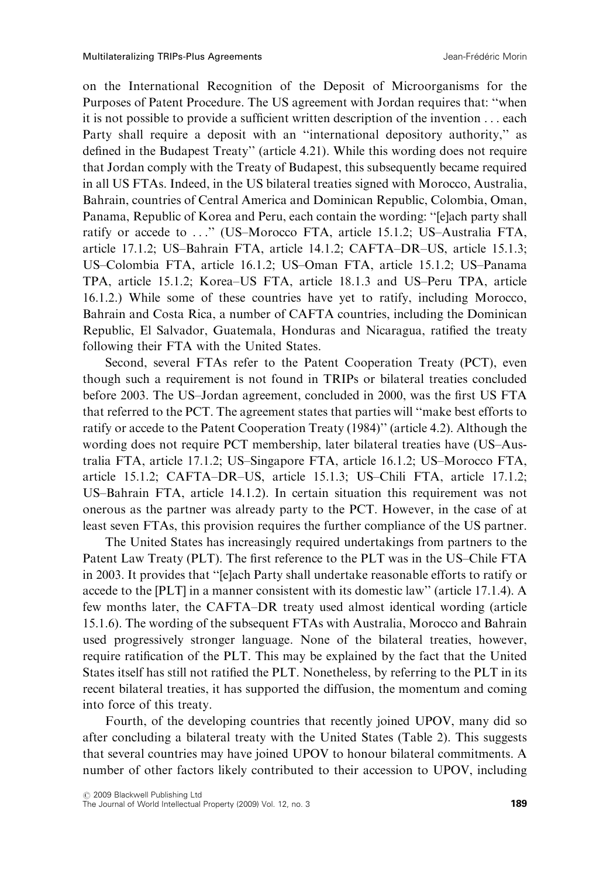on the International Recognition of the Deposit of Microorganisms for the Purposes of Patent Procedure. The US agreement with Jordan requires that: ''when it is not possible to provide a sufficient written description of the invention . . . each Party shall require a deposit with an ''international depository authority,'' as defined in the Budapest Treaty'' (article 4.21). While this wording does not require that Jordan comply with the Treaty of Budapest, this subsequently became required in all US FTAs. Indeed, in the US bilateral treaties signed with Morocco, Australia, Bahrain, countries of Central America and Dominican Republic, Colombia, Oman, Panama, Republic of Korea and Peru, each contain the wording: ''[e]ach party shall ratify or accede to . . .'' (US–Morocco FTA, article 15.1.2; US–Australia FTA, article 17.1.2; US–Bahrain FTA, article 14.1.2; CAFTA–DR–US, article 15.1.3; US–Colombia FTA, article 16.1.2; US–Oman FTA, article 15.1.2; US–Panama TPA, article 15.1.2; Korea–US FTA, article 18.1.3 and US–Peru TPA, article 16.1.2.) While some of these countries have yet to ratify, including Morocco, Bahrain and Costa Rica, a number of CAFTA countries, including the Dominican Republic, El Salvador, Guatemala, Honduras and Nicaragua, ratified the treaty following their FTA with the United States.

Second, several FTAs refer to the Patent Cooperation Treaty (PCT), even though such a requirement is not found in TRIPs or bilateral treaties concluded before 2003. The US–Jordan agreement, concluded in 2000, was the first US FTA that referred to the PCT. The agreement states that parties will ''make best efforts to ratify or accede to the Patent Cooperation Treaty (1984)'' (article 4.2). Although the wording does not require PCT membership, later bilateral treaties have (US–Australia FTA, article 17.1.2; US–Singapore FTA, article 16.1.2; US–Morocco FTA, article 15.1.2; CAFTA–DR–US, article 15.1.3; US–Chili FTA, article 17.1.2; US–Bahrain FTA, article 14.1.2). In certain situation this requirement was not onerous as the partner was already party to the PCT. However, in the case of at least seven FTAs, this provision requires the further compliance of the US partner.

The United States has increasingly required undertakings from partners to the Patent Law Treaty (PLT). The first reference to the PLT was in the US–Chile FTA in 2003. It provides that ''[e]ach Party shall undertake reasonable efforts to ratify or accede to the [PLT] in a manner consistent with its domestic law'' (article 17.1.4). A few months later, the CAFTA–DR treaty used almost identical wording (article 15.1.6). The wording of the subsequent FTAs with Australia, Morocco and Bahrain used progressively stronger language. None of the bilateral treaties, however, require ratification of the PLT. This may be explained by the fact that the United States itself has still not ratified the PLT. Nonetheless, by referring to the PLT in its recent bilateral treaties, it has supported the diffusion, the momentum and coming into force of this treaty.

Fourth, of the developing countries that recently joined UPOV, many did so after concluding a bilateral treaty with the United States (Table 2). This suggests that several countries may have joined UPOV to honour bilateral commitments. A number of other factors likely contributed to their accession to UPOV, including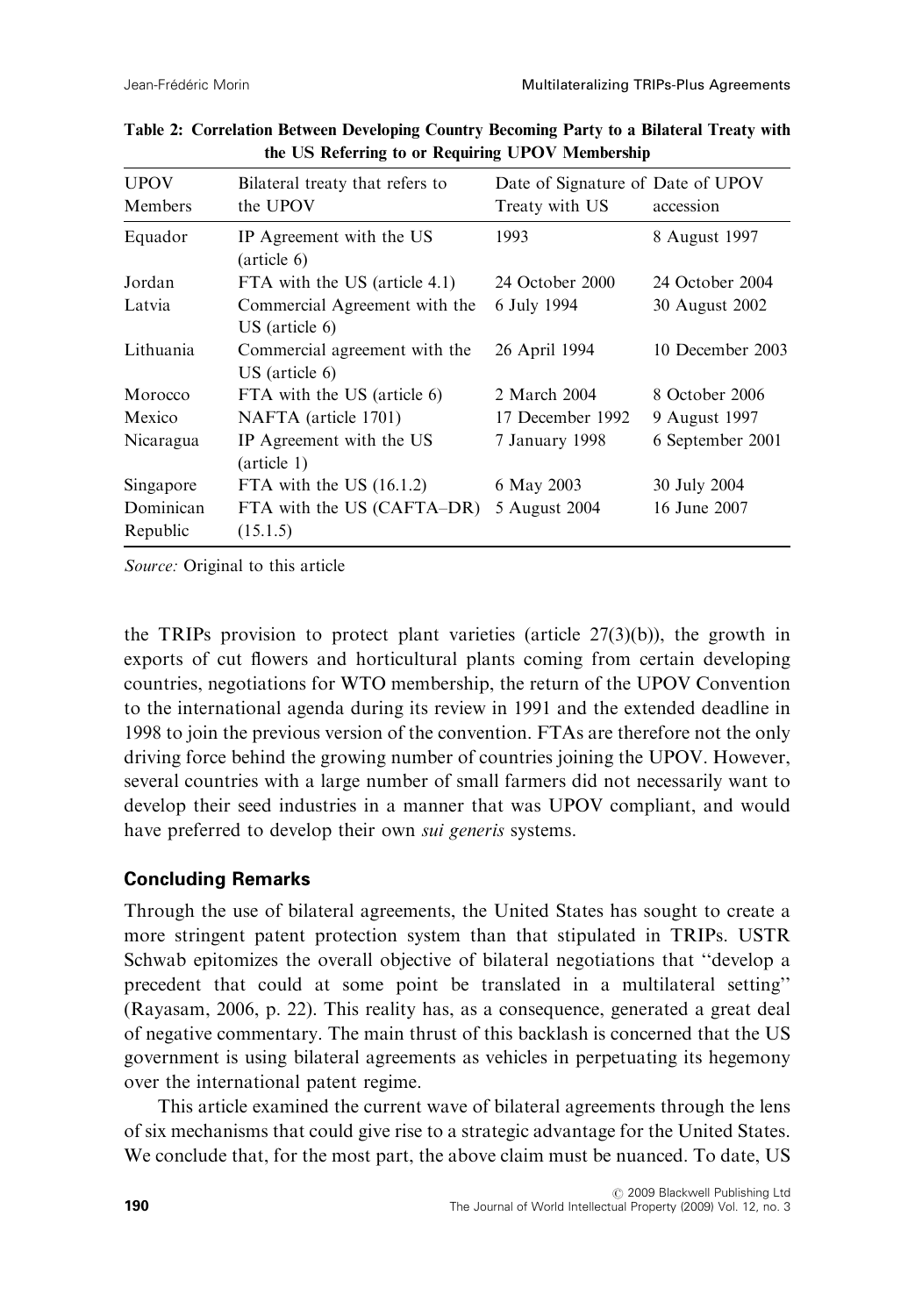**Table 2: Correlation Between Developing Country Becoming Party to a Bilateral Treaty with the US Referring to or Requiring UPOV Membership**

| UPOV Members | Bilateral treaty that refers to the UPOV | Date of Signature of Treaty with US | Date of UPOV accession |
|---|---|---|---|
| Equador | IP Agreement with the US (article 6) | 1993 | 8 August 1997 |
| Jordan | FTA with the US (article 4.1) | 24 October 2000 | 24 October 2004 |
| Latvia | Commercial Agreement with the US (article 6) | 6 July 1994 | 30 August 2002 |
| Lithuania | Commercial agreement with the US (article 6) | 26 April 1994 | 10 December 2003 |
| Morocco | FTA with the US (article 6) | 2 March 2004 | 8 October 2006 |
| Mexico | NAFTA (article 1701) | 17 December 1992 | 9 August 1997 |
| Nicaragua | IP Agreement with the US (article 1) | 7 January 1998 | 6 September 2001 |
| Singapore | FTA with the US (16.1.2) | 6 May 2003 | 30 July 2004 |
| Dominican Republic | FTA with the US (CAFTA–DR) (15.1.5) | 5 August 2004 | 16 June 2007 |

*Source:* Original to this article

the TRIPs provision to protect plant varieties (article 27(3)(b)), the growth in exports of cut flowers and horticultural plants coming from certain developing countries, negotiations for WTO membership, the return of the UPOV Convention to the international agenda during its review in 1991 and the extended deadline in 1998 to join the previous version of the convention. FTAs are therefore not the only driving force behind the growing number of countries joining the UPOV. However, several countries with a large number of small farmers did not necessarily want to develop their seed industries in a manner that was UPOV compliant, and would have preferred to develop their own *sui generis* systems.

## Concluding Remarks

Through the use of bilateral agreements, the United States has sought to create a more stringent patent protection system than that stipulated in TRIPs. USTR Schwab epitomizes the overall objective of bilateral negotiations that "develop a precedent that could at some point be translated in a multilateral setting" (Rayasam, 2006, p. 22). This reality has, as a consequence, generated a great deal of negative commentary. The main thrust of this backlash is concerned that the US government is using bilateral agreements as vehicles in perpetuating its hegemony over the international patent regime.

This article examined the current wave of bilateral agreements through the lens of six mechanisms that could give rise to a strategic advantage for the United States. We conclude that, for the most part, the above claim must be nuanced. To date, US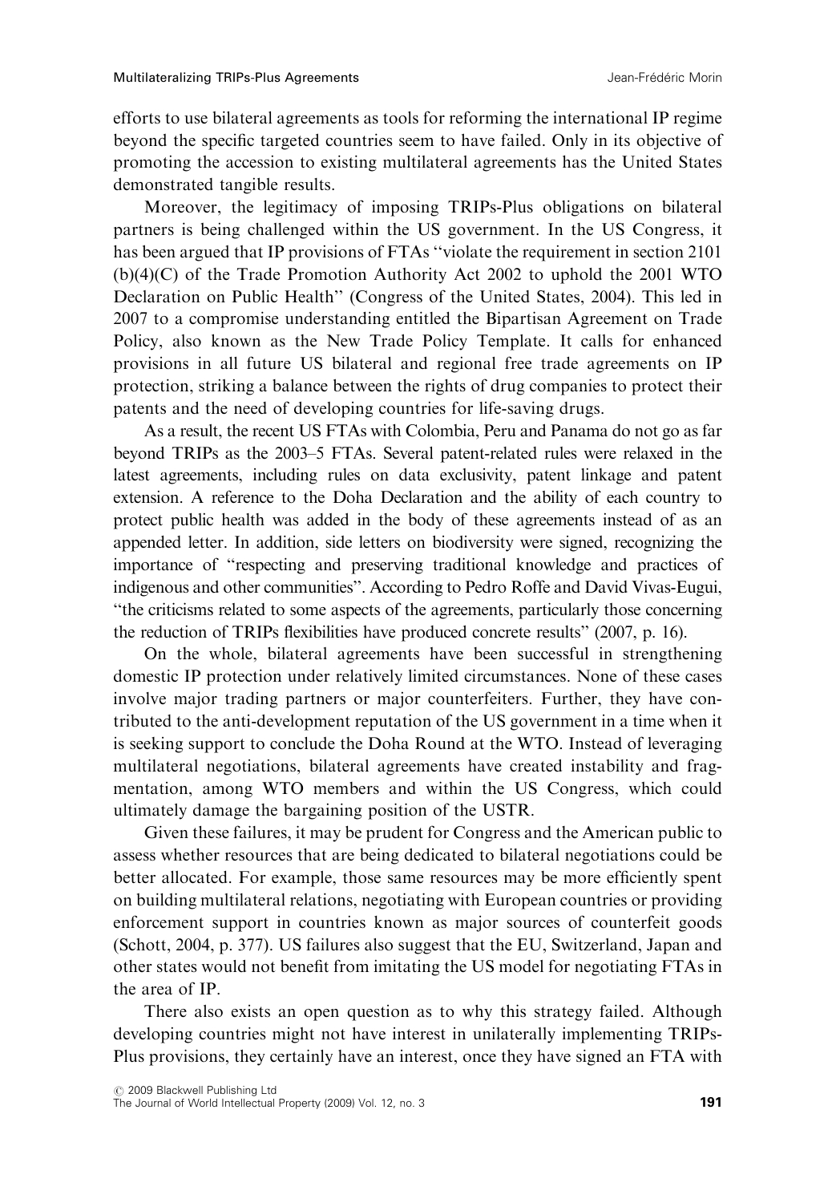efforts to use bilateral agreements as tools for reforming the international IP regime beyond the specific targeted countries seem to have failed. Only in its objective of promoting the accession to existing multilateral agreements has the United States demonstrated tangible results.

Moreover, the legitimacy of imposing TRIPs-Plus obligations on bilateral partners is being challenged within the US government. In the US Congress, it has been argued that IP provisions of FTAs "violate the requirement in section 2101 (b)(4)(C) of the Trade Promotion Authority Act 2002 to uphold the 2001 WTO Declaration on Public Health" (Congress of the United States, 2004). This led in 2007 to a compromise understanding entitled the Bipartisan Agreement on Trade Policy, also known as the New Trade Policy Template. It calls for enhanced provisions in all future US bilateral and regional free trade agreements on IP protection, striking a balance between the rights of drug companies to protect their patents and the need of developing countries for life-saving drugs.

As a result, the recent US FTAs with Colombia, Peru and Panama do not go as far beyond TRIPs as the 2003–5 FTAs. Several patent-related rules were relaxed in the latest agreements, including rules on data exclusivity, patent linkage and patent extension. A reference to the Doha Declaration and the ability of each country to protect public health was added in the body of these agreements instead of as an appended letter. In addition, side letters on biodiversity were signed, recognizing the importance of "respecting and preserving traditional knowledge and practices of indigenous and other communities". According to Pedro Roffe and David Vivas-Eugui, "the criticisms related to some aspects of the agreements, particularly those concerning the reduction of TRIPs flexibilities have produced concrete results" (2007, p. 16).

On the whole, bilateral agreements have been successful in strengthening domestic IP protection under relatively limited circumstances. None of these cases involve major trading partners or major counterfeiters. Further, they have contributed to the anti-development reputation of the US government in a time when it is seeking support to conclude the Doha Round at the WTO. Instead of leveraging multilateral negotiations, bilateral agreements have created instability and fragmentation, among WTO members and within the US Congress, which could ultimately damage the bargaining position of the USTR.

Given these failures, it may be prudent for Congress and the American public to assess whether resources that are being dedicated to bilateral negotiations could be better allocated. For example, those same resources may be more efficiently spent on building multilateral relations, negotiating with European countries or providing enforcement support in countries known as major sources of counterfeit goods (Schott, 2004, p. 377). US failures also suggest that the EU, Switzerland, Japan and other states would not benefit from imitating the US model for negotiating FTAs in the area of IP.

There also exists an open question as to why this strategy failed. Although developing countries might not have interest in unilaterally implementing TRIPs-Plus provisions, they certainly have an interest, once they have signed an FTA with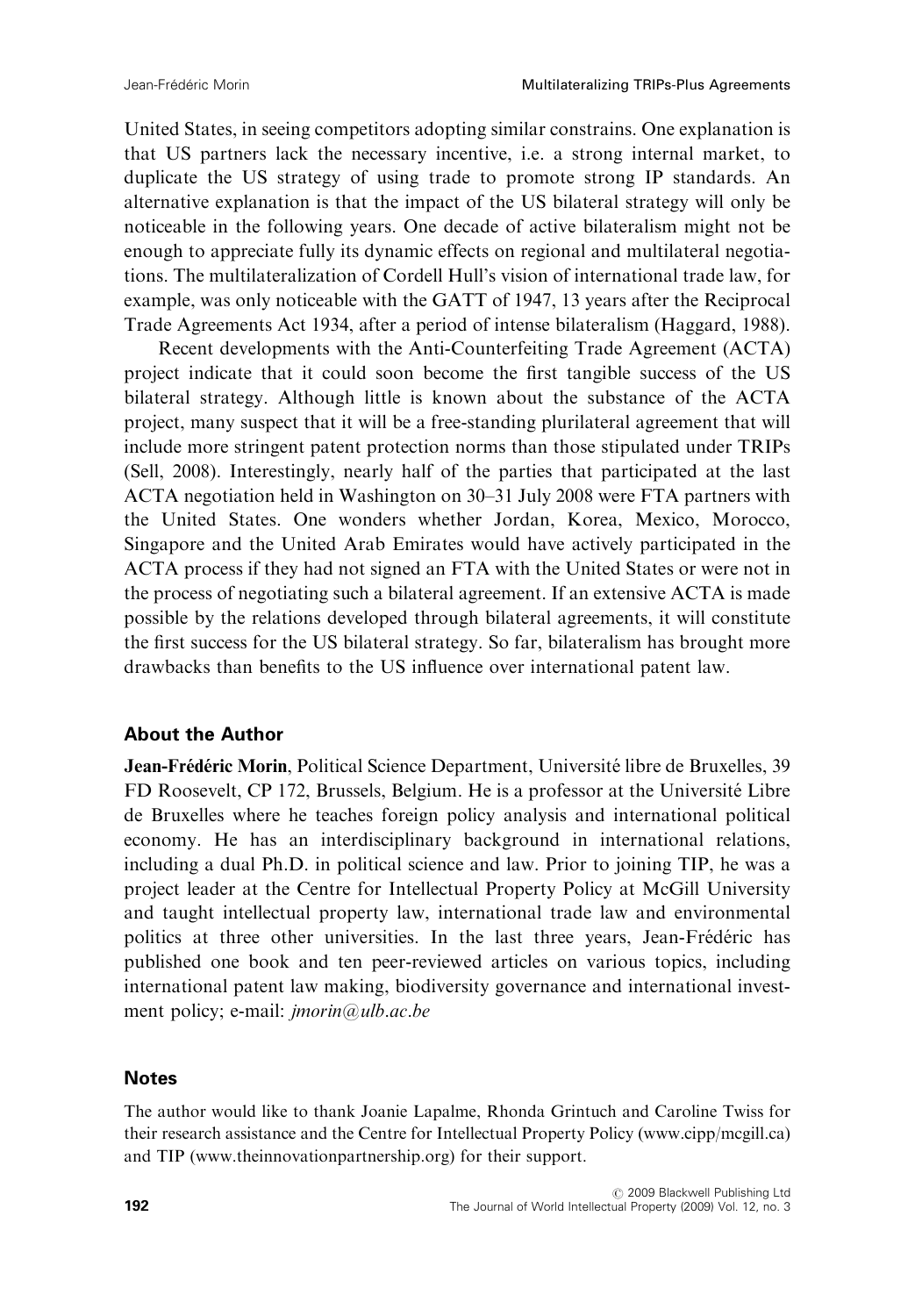United States, in seeing competitors adopting similar constrains. One explanation is that US partners lack the necessary incentive, i.e. a strong internal market, to duplicate the US strategy of using trade to promote strong IP standards. An alternative explanation is that the impact of the US bilateral strategy will only be noticeable in the following years. One decade of active bilateralism might not be enough to appreciate fully its dynamic effects on regional and multilateral negotiations. The multilateralization of Cordell Hull's vision of international trade law, for example, was only noticeable with the GATT of 1947, 13 years after the Reciprocal Trade Agreements Act 1934, after a period of intense bilateralism (Haggard, 1988).

Recent developments with the Anti-Counterfeiting Trade Agreement (ACTA) project indicate that it could soon become the first tangible success of the US bilateral strategy. Although little is known about the substance of the ACTA project, many suspect that it will be a free-standing plurilateral agreement that will include more stringent patent protection norms than those stipulated under TRIPs (Sell, 2008). Interestingly, nearly half of the parties that participated at the last ACTA negotiation held in Washington on 30–31 July 2008 were FTA partners with the United States. One wonders whether Jordan, Korea, Mexico, Morocco, Singapore and the United Arab Emirates would have actively participated in the ACTA process if they had not signed an FTA with the United States or were not in the process of negotiating such a bilateral agreement. If an extensive ACTA is made possible by the relations developed through bilateral agreements, it will constitute the first success for the US bilateral strategy. So far, bilateralism has brought more drawbacks than benefits to the US influence over international patent law.

## About the Author

**Jean-Frédéric Morin**, Political Science Department, Université libre de Bruxelles, 39 FD Roosevelt, CP 172, Brussels, Belgium. He is a professor at the Université Libre de Bruxelles where he teaches foreign policy analysis and international political economy. He has an interdisciplinary background in international relations, including a dual Ph.D. in political science and law. Prior to joining TIP, he was a project leader at the Centre for Intellectual Property Policy at McGill University and taught intellectual property law, international trade law and environmental politics at three other universities. In the last three years, Jean-Frédéric has published one book and ten peer-reviewed articles on various topics, including international patent law making, biodiversity governance and international investment policy; e-mail: *jmorin@ulb.ac.be*

## Notes

The author would like to thank Joanie Lapalme, Rhonda Grintuch and Caroline Twiss for their research assistance and the Centre for Intellectual Property Policy (www.cipp/mcgill.ca) and TIP (www.theinnovationpartnership.org) for their support.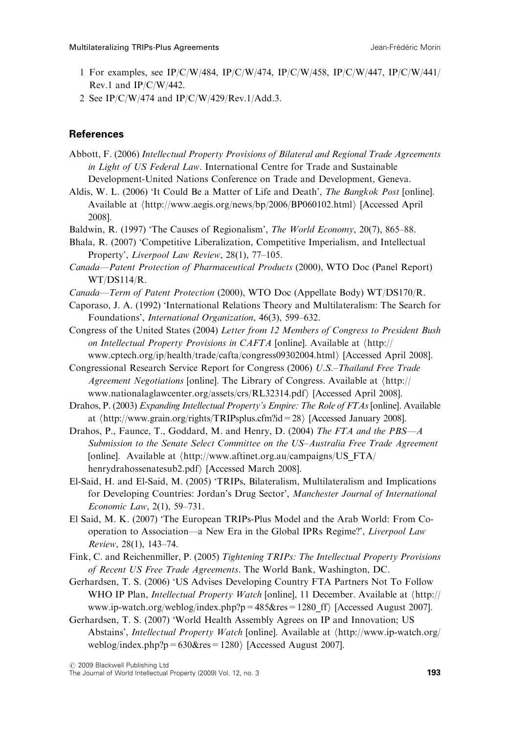1 For examples, see IP/C/W/484, IP/C/W/474, IP/C/W/458, IP/C/W/447, IP/C/W/441/Rev.1 and IP/C/W/442.

2 See IP/C/W/474 and IP/C/W/429/Rev.1/Add.3.

## References

Abbott, F. (2006) *Intellectual Property Provisions of Bilateral and Regional Trade Agreements in Light of US Federal Law*. International Centre for Trade and Sustainable Development-United Nations Conference on Trade and Development, Geneva.

Aldis, W. L. (2006) 'It Could Be a Matter of Life and Death', *The Bangkok Post* [online]. Available at ⟨http://www.aegis.org/news/bp/2006/BP060102.html⟩ [Accessed April 2008].

Baldwin, R. (1997) 'The Causes of Regionalism', *The World Economy*, 20(7), 865–88.

Bhala, R. (2007) 'Competitive Liberalization, Competitive Imperialism, and Intellectual Property', *Liverpool Law Review*, 28(1), 77–105.

*Canada—Patent Protection of Pharmaceutical Products* (2000), WTO Doc (Panel Report) WT/DS114/R.

*Canada—Term of Patent Protection* (2000), WTO Doc (Appellate Body) WT/DS170/R.

Caporaso, J. A. (1992) 'International Relations Theory and Multilateralism: The Search for Foundations', *International Organization*, 46(3), 599–632.

Congress of the United States (2004) *Letter from 12 Members of Congress to President Bush on Intellectual Property Provisions in CAFTA* [online]. Available at ⟨http://www.cptech.org/ip/health/trade/cafta/congress09302004.html⟩ [Accessed April 2008].

Congressional Research Service Report for Congress (2006) *U.S.–Thailand Free Trade Agreement Negotiations* [online]. The Library of Congress. Available at ⟨http://www.nationalaglawcenter.org/assets/crs/RL32314.pdf⟩ [Accessed April 2008].

Drahos, P. (2003) *Expanding Intellectual Property's Empire: The Role of FTAs* [online]. Available at ⟨http://www.grain.org/rights/TRIPsplus.cfm?id=28⟩ [Accessed January 2008].

Drahos, P., Faunce, T., Goddard, M. and Henry, D. (2004) *The FTA and the PBS—A Submission to the Senate Select Committee on the US–Australia Free Trade Agreement* [online]. Available at ⟨http://www.aftinet.org.au/campaigns/US_FTA/henrydrahossenatesub2.pdf⟩ [Accessed March 2008].

El-Said, H. and El-Said, M. (2005) 'TRIPs, Bilateralism, Multilateralism and Implications for Developing Countries: Jordan's Drug Sector', *Manchester Journal of International Economic Law*, 2(1), 59–731.

El Said, M. K. (2007) 'The European TRIPs-Plus Model and the Arab World: From Co-operation to Association—a New Era in the Global IPRs Regime?', *Liverpool Law Review*, 28(1), 143–74.

Fink, C. and Reichenmiller, P. (2005) *Tightening TRIPs: The Intellectual Property Provisions of Recent US Free Trade Agreements*. The World Bank, Washington, DC.

Gerhardsen, T. S. (2006) 'US Advises Developing Country FTA Partners Not To Follow WHO IP Plan, *Intellectual Property Watch* [online], 11 December. Available at ⟨http://www.ip-watch.org/weblog/index.php?p=485&res=1280_ff⟩ [Accessed August 2007].

Gerhardsen, T. S. (2007) 'World Health Assembly Agrees on IP and Innovation; US Abstains', *Intellectual Property Watch* [online]. Available at ⟨http://www.ip-watch.org/weblog/index.php?p=630&res=1280⟩ [Accessed August 2007].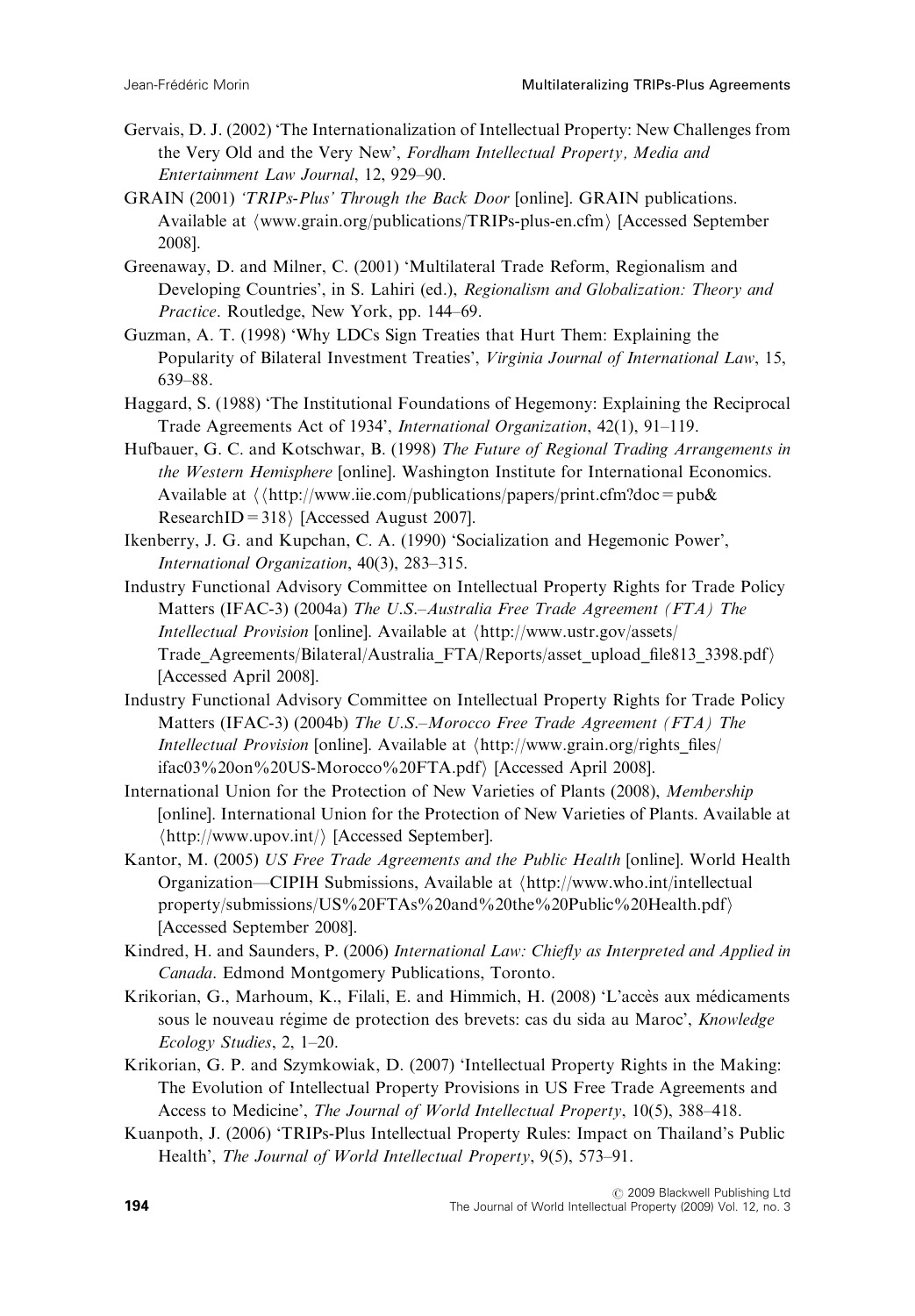Gervais, D. J. (2002) 'The Internationalization of Intellectual Property: New Challenges from the Very Old and the Very New', *Fordham Intellectual Property, Media and Entertainment Law Journal*, 12, 929–90.

GRAIN (2001) *'TRIPs-Plus' Through the Back Door* [online]. GRAIN publications. Available at ⟨www.grain.org/publications/TRIPs-plus-en.cfm⟩ [Accessed September 2008].

Greenaway, D. and Milner, C. (2001) 'Multilateral Trade Reform, Regionalism and Developing Countries', in S. Lahiri (ed.), *Regionalism and Globalization: Theory and Practice*. Routledge, New York, pp. 144–69.

Guzman, A. T. (1998) 'Why LDCs Sign Treaties that Hurt Them: Explaining the Popularity of Bilateral Investment Treaties', *Virginia Journal of International Law*, 15, 639–88.

Haggard, S. (1988) 'The Institutional Foundations of Hegemony: Explaining the Reciprocal Trade Agreements Act of 1934', *International Organization*, 42(1), 91–119.

Hufbauer, G. C. and Kotschwar, B. (1998) *The Future of Regional Trading Arrangements in the Western Hemisphere* [online]. Washington Institute for International Economics. Available at ⟨⟨http://www.iie.com/publications/papers/print.cfm?doc = pub& ResearchID = 318⟩ [Accessed August 2007].

Ikenberry, J. G. and Kupchan, C. A. (1990) 'Socialization and Hegemonic Power', *International Organization*, 40(3), 283–315.

Industry Functional Advisory Committee on Intellectual Property Rights for Trade Policy Matters (IFAC-3) (2004a) *The U.S.–Australia Free Trade Agreement (FTA) The Intellectual Provision* [online]. Available at ⟨http://www.ustr.gov/assets/Trade_Agreements/Bilateral/Australia_FTA/Reports/asset_upload_file813_3398.pdf⟩ [Accessed April 2008].

Industry Functional Advisory Committee on Intellectual Property Rights for Trade Policy Matters (IFAC-3) (2004b) *The U.S.–Morocco Free Trade Agreement (FTA) The Intellectual Provision* [online]. Available at ⟨http://www.grain.org/rights_files/ifac03%20on%20US-Morocco%20FTA.pdf⟩ [Accessed April 2008].

International Union for the Protection of New Varieties of Plants (2008), *Membership* [online]. International Union for the Protection of New Varieties of Plants. Available at ⟨http://www.upov.int/⟩ [Accessed September].

Kantor, M. (2005) *US Free Trade Agreements and the Public Health* [online]. World Health Organization—CIPIH Submissions, Available at ⟨http://www.who.int/intellectual property/submissions/US%20FTAs%20and%20the%20Public%20Health.pdf⟩ [Accessed September 2008].

Kindred, H. and Saunders, P. (2006) *International Law: Chiefly as Interpreted and Applied in Canada*. Edmond Montgomery Publications, Toronto.

Krikorian, G., Marhoum, K., Filali, E. and Himmich, H. (2008) 'L'accès aux médicaments sous le nouveau régime de protection des brevets: cas du sida au Maroc', *Knowledge Ecology Studies*, 2, 1–20.

Krikorian, G. P. and Szymkowiak, D. (2007) 'Intellectual Property Rights in the Making: The Evolution of Intellectual Property Provisions in US Free Trade Agreements and Access to Medicine', *The Journal of World Intellectual Property*, 10(5), 388–418.

Kuanpoth, J. (2006) 'TRIPs-Plus Intellectual Property Rules: Impact on Thailand's Public Health', *The Journal of World Intellectual Property*, 9(5), 573–91.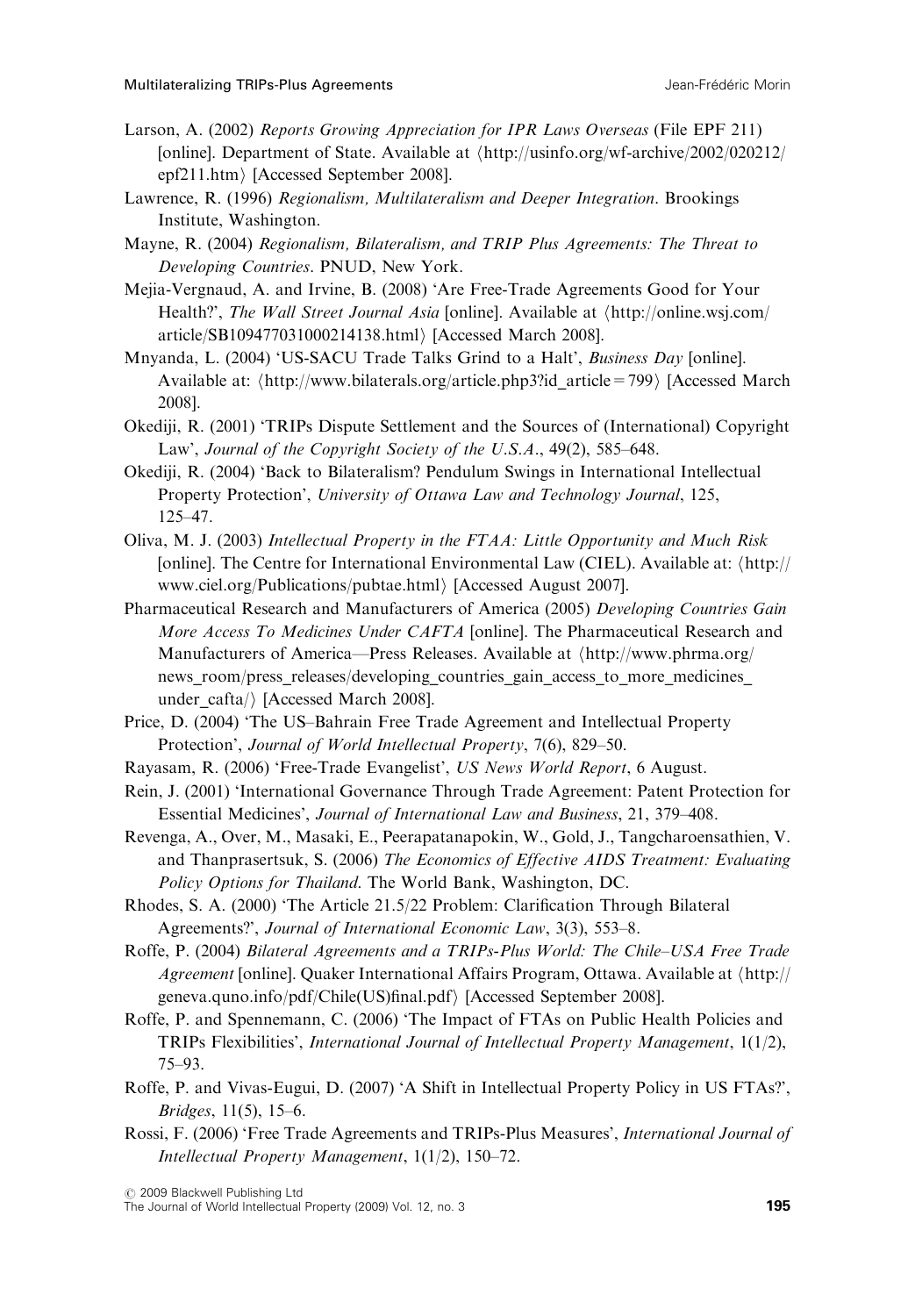Larson, A. (2002) *Reports Growing Appreciation for IPR Laws Overseas* (File EPF 211) [online]. Department of State. Available at ⟨http://usinfo.org/wf-archive/2002/020212/epf211.htm⟩ [Accessed September 2008].

Lawrence, R. (1996) *Regionalism, Multilateralism and Deeper Integration*. Brookings Institute, Washington.

Mayne, R. (2004) *Regionalism, Bilateralism, and TRIP Plus Agreements: The Threat to Developing Countries*. PNUD, New York.

Mejia-Vergnaud, A. and Irvine, B. (2008) 'Are Free-Trade Agreements Good for Your Health?', *The Wall Street Journal Asia* [online]. Available at ⟨http://online.wsj.com/article/SB109477031000214138.html⟩ [Accessed March 2008].

Mnyanda, L. (2004) 'US-SACU Trade Talks Grind to a Halt', *Business Day* [online]. Available at: ⟨http://www.bilaterals.org/article.php3?id_article = 799⟩ [Accessed March 2008].

Okediji, R. (2001) 'TRIPs Dispute Settlement and the Sources of (International) Copyright Law', *Journal of the Copyright Society of the U.S.A.*, 49(2), 585–648.

Okediji, R. (2004) 'Back to Bilateralism? Pendulum Swings in International Intellectual Property Protection', *University of Ottawa Law and Technology Journal*, 125, 125–47.

Oliva, M. J. (2003) *Intellectual Property in the FTAA: Little Opportunity and Much Risk* [online]. The Centre for International Environmental Law (CIEL). Available at: ⟨http://www.ciel.org/Publications/pubtae.html⟩ [Accessed August 2007].

Pharmaceutical Research and Manufacturers of America (2005) *Developing Countries Gain More Access To Medicines Under CAFTA* [online]. The Pharmaceutical Research and Manufacturers of America—Press Releases. Available at ⟨http://www.phrma.org/news_room/press_releases/developing_countries_gain_access_to_more_medicines_under_cafta/⟩ [Accessed March 2008].

Price, D. (2004) 'The US–Bahrain Free Trade Agreement and Intellectual Property Protection', *Journal of World Intellectual Property*, 7(6), 829–50.

Rayasam, R. (2006) 'Free-Trade Evangelist', *US News World Report*, 6 August.

Rein, J. (2001) 'International Governance Through Trade Agreement: Patent Protection for Essential Medicines', *Journal of International Law and Business*, 21, 379–408.

Revenga, A., Over, M., Masaki, E., Peerapatanapokin, W., Gold, J., Tangcharoensathien, V. and Thanprasertsuk, S. (2006) *The Economics of Effective AIDS Treatment: Evaluating Policy Options for Thailand*. The World Bank, Washington, DC.

Rhodes, S. A. (2000) 'The Article 21.5/22 Problem: Clarification Through Bilateral Agreements?', *Journal of International Economic Law*, 3(3), 553–8.

Roffe, P. (2004) *Bilateral Agreements and a TRIPs-Plus World: The Chile–USA Free Trade Agreement* [online]. Quaker International Affairs Program, Ottawa. Available at ⟨http://geneva.quno.info/pdf/Chile(US)final.pdf⟩ [Accessed September 2008].

Roffe, P. and Spennemann, C. (2006) 'The Impact of FTAs on Public Health Policies and TRIPs Flexibilities', *International Journal of Intellectual Property Management*, 1(1/2), 75–93.

Roffe, P. and Vivas-Eugui, D. (2007) 'A Shift in Intellectual Property Policy in US FTAs?', *Bridges*, 11(5), 15–6.

Rossi, F. (2006) 'Free Trade Agreements and TRIPs-Plus Measures', *International Journal of Intellectual Property Management*, 1(1/2), 150–72.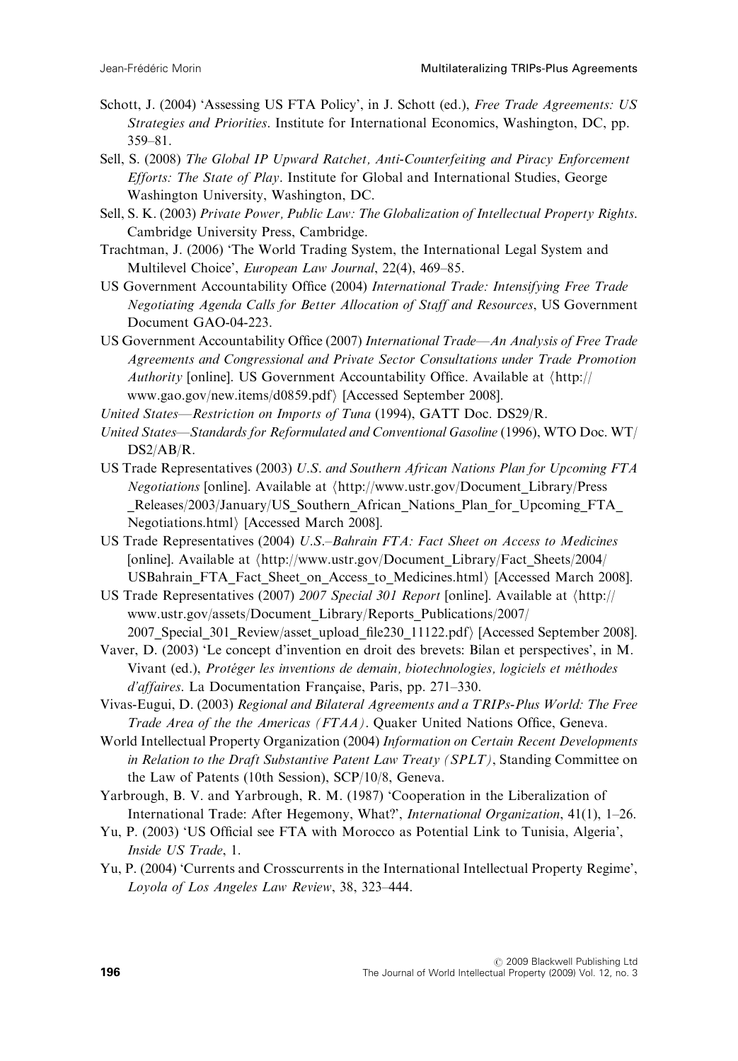Schott, J. (2004) 'Assessing US FTA Policy', in J. Schott (ed.), *Free Trade Agreements: US Strategies and Priorities*. Institute for International Economics, Washington, DC, pp. 359–81.

Sell, S. (2008) *The Global IP Upward Ratchet, Anti-Counterfeiting and Piracy Enforcement Efforts: The State of Play*. Institute for Global and International Studies, George Washington University, Washington, DC.

Sell, S. K. (2003) *Private Power, Public Law: The Globalization of Intellectual Property Rights*. Cambridge University Press, Cambridge.

Trachtman, J. (2006) 'The World Trading System, the International Legal System and Multilevel Choice', *European Law Journal*, 22(4), 469–85.

US Government Accountability Office (2004) *International Trade: Intensifying Free Trade Negotiating Agenda Calls for Better Allocation of Staff and Resources*, US Government Document GAO-04-223.

US Government Accountability Office (2007) *International Trade—An Analysis of Free Trade Agreements and Congressional and Private Sector Consultations under Trade Promotion Authority* [online]. US Government Accountability Office. Available at ⟨http://www.gao.gov/new.items/d0859.pdf⟩ [Accessed September 2008].

*United States—Restriction on Imports of Tuna* (1994), GATT Doc. DS29/R.

*United States—Standards for Reformulated and Conventional Gasoline* (1996), WTO Doc. WT/DS2/AB/R.

US Trade Representatives (2003) *U.S. and Southern African Nations Plan for Upcoming FTA Negotiations* [online]. Available at ⟨http://www.ustr.gov/Document_Library/Press_Releases/2003/January/US_Southern_African_Nations_Plan_for_Upcoming_FTA_Negotiations.html⟩ [Accessed March 2008].

US Trade Representatives (2004) *U.S.–Bahrain FTA: Fact Sheet on Access to Medicines* [online]. Available at ⟨http://www.ustr.gov/Document_Library/Fact_Sheets/2004/USBahrain_FTA_Fact_Sheet_on_Access_to_Medicines.html⟩ [Accessed March 2008].

US Trade Representatives (2007) *2007 Special 301 Report* [online]. Available at ⟨http://www.ustr.gov/assets/Document_Library/Reports_Publications/2007/2007_Special_301_Review/asset_upload_file230_11122.pdf⟩ [Accessed September 2008].

Vaver, D. (2003) 'Le concept d'invention en droit des brevets: Bilan et perspectives', in M. Vivant (ed.), *Protéger les inventions de demain, biotechnologies, logiciels et méthodes d'affaires*. La Documentation Française, Paris, pp. 271–330.

Vivas-Eugui, D. (2003) *Regional and Bilateral Agreements and a TRIPs-Plus World: The Free Trade Area of the the Americas (FTAA)*. Quaker United Nations Office, Geneva.

World Intellectual Property Organization (2004) *Information on Certain Recent Developments in Relation to the Draft Substantive Patent Law Treaty (SPLT)*, Standing Committee on the Law of Patents (10th Session), SCP/10/8, Geneva.

Yarbrough, B. V. and Yarbrough, R. M. (1987) 'Cooperation in the Liberalization of International Trade: After Hegemony, What?', *International Organization*, 41(1), 1–26.

Yu, P. (2003) 'US Official see FTA with Morocco as Potential Link to Tunisia, Algeria', *Inside US Trade*, 1.

Yu, P. (2004) 'Currents and Crosscurrents in the International Intellectual Property Regime', *Loyola of Los Angeles Law Review*, 38, 323–444.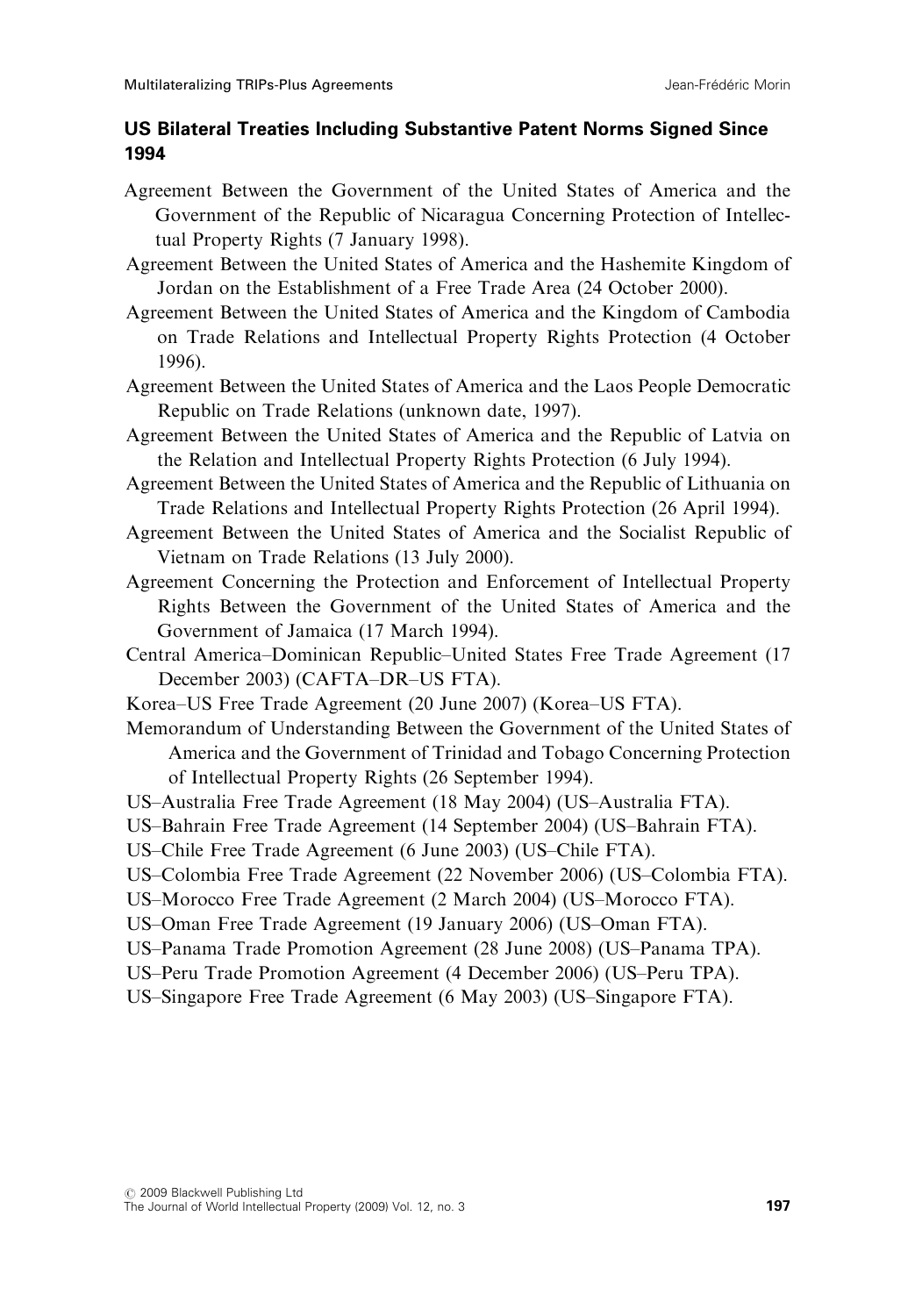## US Bilateral Treaties Including Substantive Patent Norms Signed Since 1994

Agreement Between the Government of the United States of America and the Government of the Republic of Nicaragua Concerning Protection of Intellectual Property Rights (7 January 1998).

Agreement Between the United States of America and the Hashemite Kingdom of Jordan on the Establishment of a Free Trade Area (24 October 2000).

Agreement Between the United States of America and the Kingdom of Cambodia on Trade Relations and Intellectual Property Rights Protection (4 October 1996).

Agreement Between the United States of America and the Laos People Democratic Republic on Trade Relations (unknown date, 1997).

Agreement Between the United States of America and the Republic of Latvia on the Relation and Intellectual Property Rights Protection (6 July 1994).

Agreement Between the United States of America and the Republic of Lithuania on Trade Relations and Intellectual Property Rights Protection (26 April 1994).

Agreement Between the United States of America and the Socialist Republic of Vietnam on Trade Relations (13 July 2000).

Agreement Concerning the Protection and Enforcement of Intellectual Property Rights Between the Government of the United States of America and the Government of Jamaica (17 March 1994).

Central America–Dominican Republic–United States Free Trade Agreement (17 December 2003) (CAFTA–DR–US FTA).

Korea–US Free Trade Agreement (20 June 2007) (Korea–US FTA).

Memorandum of Understanding Between the Government of the United States of America and the Government of Trinidad and Tobago Concerning Protection of Intellectual Property Rights (26 September 1994).

US–Australia Free Trade Agreement (18 May 2004) (US–Australia FTA).

US–Bahrain Free Trade Agreement (14 September 2004) (US–Bahrain FTA).

US–Chile Free Trade Agreement (6 June 2003) (US–Chile FTA).

US–Colombia Free Trade Agreement (22 November 2006) (US–Colombia FTA).

US–Morocco Free Trade Agreement (2 March 2004) (US–Morocco FTA).

US–Oman Free Trade Agreement (19 January 2006) (US–Oman FTA).

US–Panama Trade Promotion Agreement (28 June 2008) (US–Panama TPA).

US–Peru Trade Promotion Agreement (4 December 2006) (US–Peru TPA).

US–Singapore Free Trade Agreement (6 May 2003) (US–Singapore FTA).